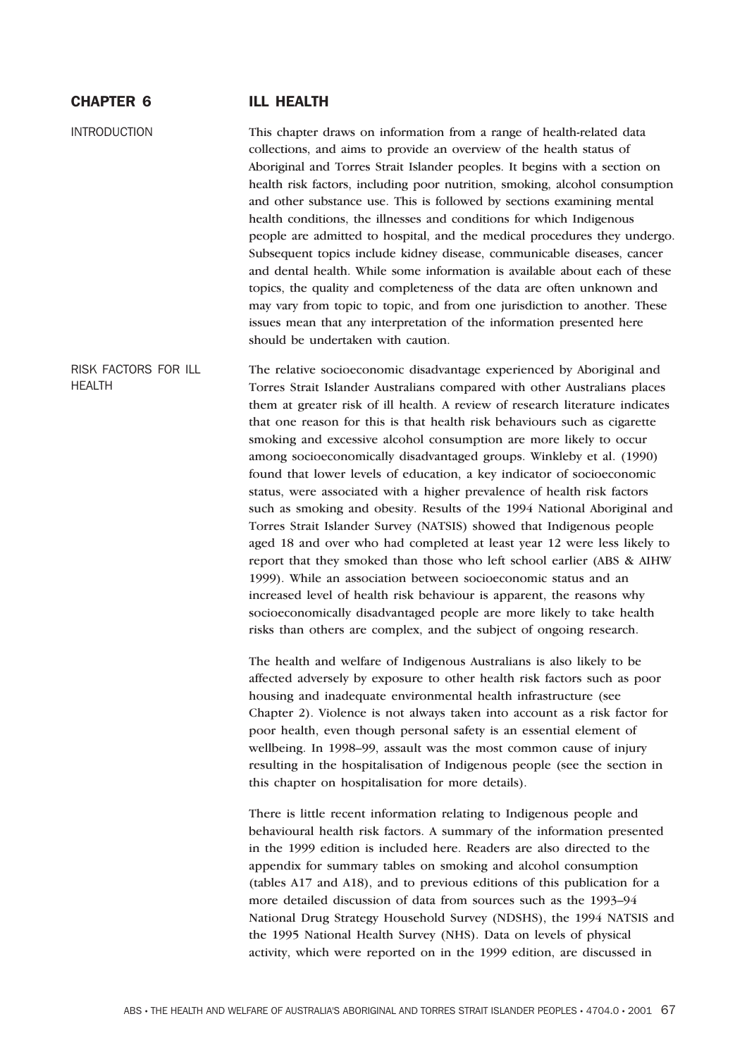# CHAPTER 6 ILL HEALTH

## INTRODUCTION

This chapter draws on information from a range of health-related data collections, and aims to provide an overview of the health status of Aboriginal and Torres Strait Islander peoples. It begins with a section on health risk factors, including poor nutrition, smoking, alcohol consumption and other substance use. This is followed by sections examining mental health conditions, the illnesses and conditions for which Indigenous people are admitted to hospital, and the medical procedures they undergo. Subsequent topics include kidney disease, communicable diseases, cancer and dental health. While some information is available about each of these topics, the quality and completeness of the data are often unknown and may vary from topic to topic, and from one jurisdiction to another. These issues mean that any interpretation of the information presented here should be undertaken with caution.

## RISK FACTORS FOR ILL HEALTH

The relative socioeconomic disadvantage experienced by Aboriginal and Torres Strait Islander Australians compared with other Australians places them at greater risk of ill health. A review of research literature indicates that one reason for this is that health risk behaviours such as cigarette smoking and excessive alcohol consumption are more likely to occur among socioeconomically disadvantaged groups. Winkleby et al. (1990) found that lower levels of education, a key indicator of socioeconomic status, were associated with a higher prevalence of health risk factors such as smoking and obesity. Results of the 1994 National Aboriginal and Torres Strait Islander Survey (NATSIS) showed that Indigenous people aged 18 and over who had completed at least year 12 were less likely to report that they smoked than those who left school earlier (ABS & AIHW 1999). While an association between socioeconomic status and an increased level of health risk behaviour is apparent, the reasons why socioeconomically disadvantaged people are more likely to take health risks than others are complex, and the subject of ongoing research.

The health and welfare of Indigenous Australians is also likely to be affected adversely by exposure to other health risk factors such as poor housing and inadequate environmental health infrastructure (see Chapter 2). Violence is not always taken into account as a risk factor for poor health, even though personal safety is an essential element of wellbeing. In 1998–99, assault was the most common cause of injury resulting in the hospitalisation of Indigenous people (see the section in this chapter on hospitalisation for more details).

There is little recent information relating to Indigenous people and behavioural health risk factors. A summary of the information presented in the 1999 edition is included here. Readers are also directed to the appendix for summary tables on smoking and alcohol consumption (tables A17 and A18), and to previous editions of this publication for a more detailed discussion of data from sources such as the 1993–94 National Drug Strategy Household Survey (NDSHS), the 1994 NATSIS and the 1995 National Health Survey (NHS). Data on levels of physical activity, which were reported on in the 1999 edition, are discussed in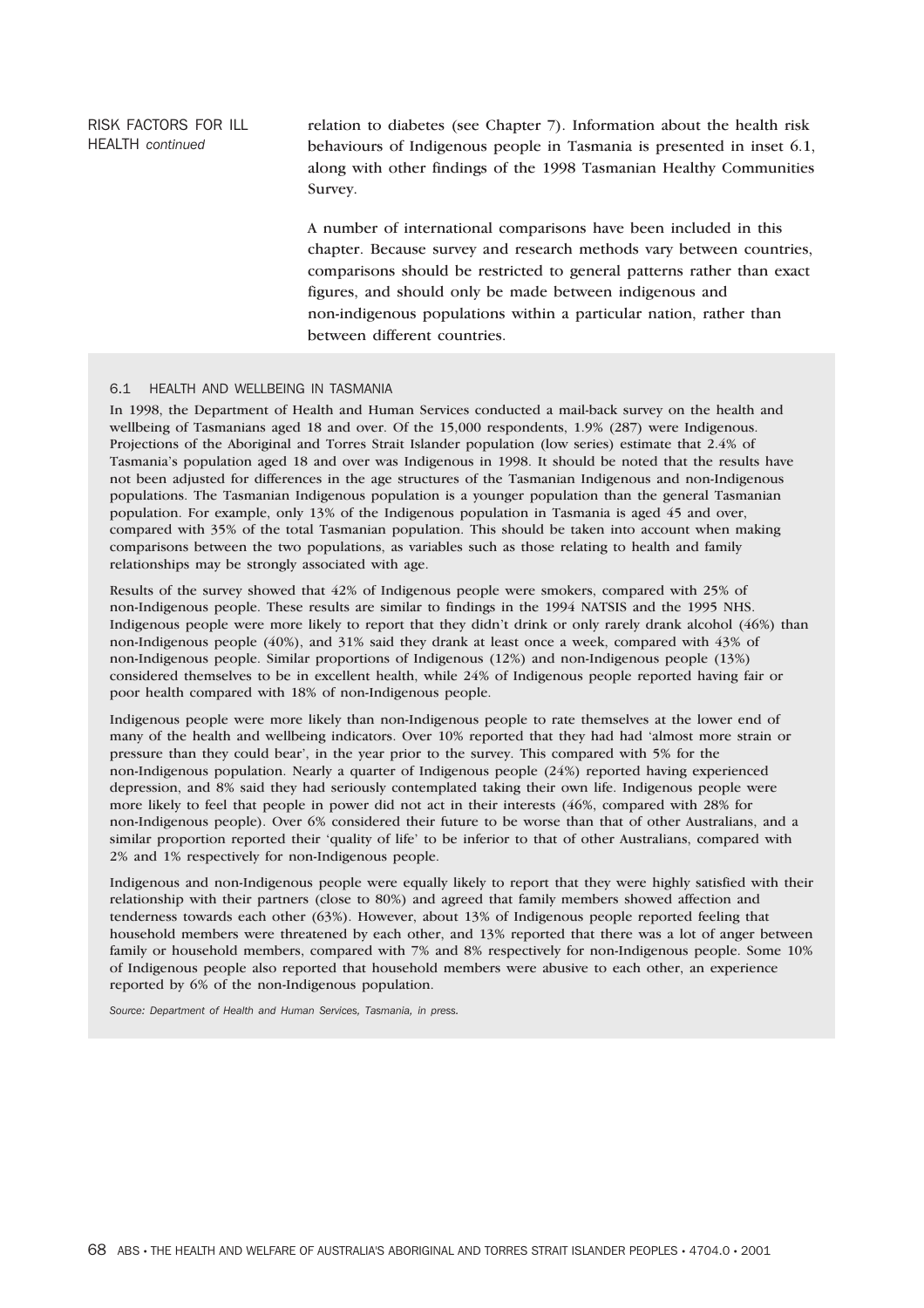RISK FACTORS FOR ILL HEALTH *continued*

relation to diabetes (see Chapter 7). Information about the health risk behaviours of Indigenous people in Tasmania is presented in inset 6.1, along with other findings of the 1998 Tasmanian Healthy Communities Survey.

A number of international comparisons have been included in this chapter. Because survey and research methods vary between countries, comparisons should be restricted to general patterns rather than exact figures, and should only be made between indigenous and non-indigenous populations within a particular nation, rather than between different countries.

### 6.1 HEALTH AND WELLBEING IN TASMANIA

In 1998, the Department of Health and Human Services conducted a mail-back survey on the health and wellbeing of Tasmanians aged 18 and over. Of the 15,000 respondents, 1.9% (287) were Indigenous. Projections of the Aboriginal and Torres Strait Islander population (low series) estimate that 2.4% of Tasmania's population aged 18 and over was Indigenous in 1998. It should be noted that the results have not been adjusted for differences in the age structures of the Tasmanian Indigenous and non-Indigenous populations. The Tasmanian Indigenous population is a younger population than the general Tasmanian population. For example, only 13% of the Indigenous population in Tasmania is aged 45 and over, compared with 35% of the total Tasmanian population. This should be taken into account when making comparisons between the two populations, as variables such as those relating to health and family relationships may be strongly associated with age.

Results of the survey showed that 42% of Indigenous people were smokers, compared with 25% of non-Indigenous people. These results are similar to findings in the 1994 NATSIS and the 1995 NHS. Indigenous people were more likely to report that they didn't drink or only rarely drank alcohol (46%) than non-Indigenous people (40%), and 31% said they drank at least once a week, compared with 43% of non-Indigenous people. Similar proportions of Indigenous (12%) and non-Indigenous people (13%) considered themselves to be in excellent health, while 24% of Indigenous people reported having fair or poor health compared with 18% of non-Indigenous people.

Indigenous people were more likely than non-Indigenous people to rate themselves at the lower end of many of the health and wellbeing indicators. Over 10% reported that they had had 'almost more strain or pressure than they could bear', in the year prior to the survey. This compared with 5% for the non-Indigenous population. Nearly a quarter of Indigenous people (24%) reported having experienced depression, and 8% said they had seriously contemplated taking their own life. Indigenous people were more likely to feel that people in power did not act in their interests (46%, compared with 28% for non-Indigenous people). Over 6% considered their future to be worse than that of other Australians, and a similar proportion reported their 'quality of life' to be inferior to that of other Australians, compared with 2% and 1% respectively for non-Indigenous people.

Indigenous and non-Indigenous people were equally likely to report that they were highly satisfied with their relationship with their partners (close to 80%) and agreed that family members showed affection and tenderness towards each other (63%). However, about 13% of Indigenous people reported feeling that household members were threatened by each other, and 13% reported that there was a lot of anger between family or household members, compared with 7% and 8% respectively for non-Indigenous people. Some 10% of Indigenous people also reported that household members were abusive to each other, an experience reported by 6% of the non-Indigenous population.

*Source: Department of Health and Human Services, Tasmania, in press.*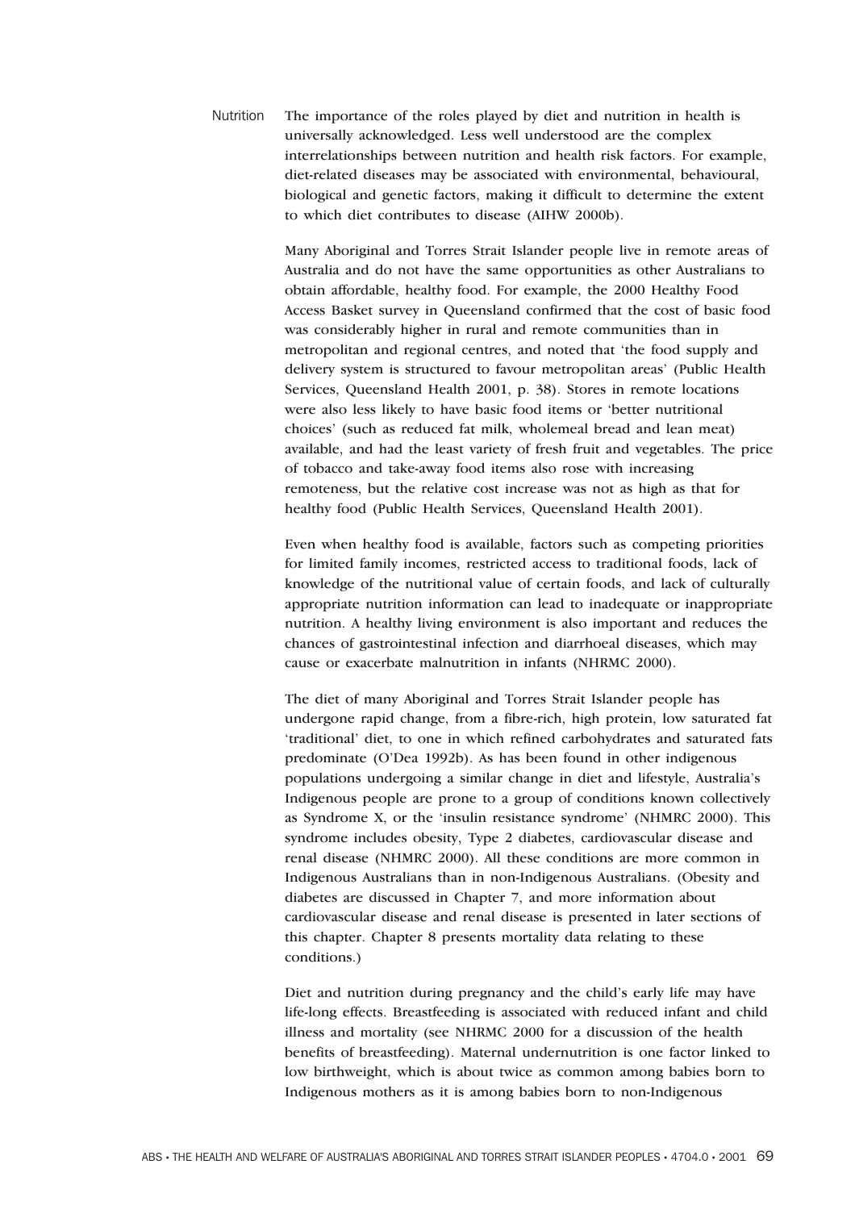## Nutrition

The importance of the roles played by diet and nutrition in health is universally acknowledged. Less well understood are the complex interrelationships between nutrition and health risk factors. For example, diet-related diseases may be associated with environmental, behavioural, biological and genetic factors, making it difficult to determine the extent to which diet contributes to disease (AIHW 2000b).

Many Aboriginal and Torres Strait Islander people live in remote areas of Australia and do not have the same opportunities as other Australians to obtain affordable, healthy food. For example, the 2000 Healthy Food Access Basket survey in Queensland confirmed that the cost of basic food was considerably higher in rural and remote communities than in metropolitan and regional centres, and noted that 'the food supply and delivery system is structured to favour metropolitan areas' (Public Health Services, Queensland Health 2001, p. 38). Stores in remote locations were also less likely to have basic food items or 'better nutritional choices' (such as reduced fat milk, wholemeal bread and lean meat) available, and had the least variety of fresh fruit and vegetables. The price of tobacco and take-away food items also rose with increasing remoteness, but the relative cost increase was not as high as that for healthy food (Public Health Services, Queensland Health 2001).

Even when healthy food is available, factors such as competing priorities for limited family incomes, restricted access to traditional foods, lack of knowledge of the nutritional value of certain foods, and lack of culturally appropriate nutrition information can lead to inadequate or inappropriate nutrition. A healthy living environment is also important and reduces the chances of gastrointestinal infection and diarrhoeal diseases, which may cause or exacerbate malnutrition in infants (NHMRC 2000).

The diet of many Aboriginal and Torres Strait Islander people has undergone rapid change, from a fibre-rich, high protein, low saturated fat 'traditional' diet, to one in which refined carbohydrates and saturated fats predominate (O'Dea 1992b). As has been found in other indigenous populations undergoing a similar change in diet and lifestyle, Australia's Indigenous people are prone to a group of conditions known collectively as Syndrome X, or the 'insulin resistance syndrome' (NHMRC 2000). This syndrome includes obesity, Type 2 diabetes, cardiovascular disease and renal disease (NHMRC 2000). All these conditions are more common in Indigenous Australians than in non-Indigenous Australians. (Obesity and diabetes are discussed in Chapter 7, and more information about cardiovascular disease and renal disease is presented in later sections of this chapter. Chapter 8 presents mortality data relating to these conditions.)

Diet and nutrition during pregnancy and the child's early life may have life-long effects. Breastfeeding is associated with reduced infant and child illness and mortality (see NHMRC 2000 for a discussion of the health benefits of breastfeeding). Maternal undernutrition is one factor linked to low birthweight, which is about twice as common among babies born to Indigenous mothers as it is among babies born to non-Indigenous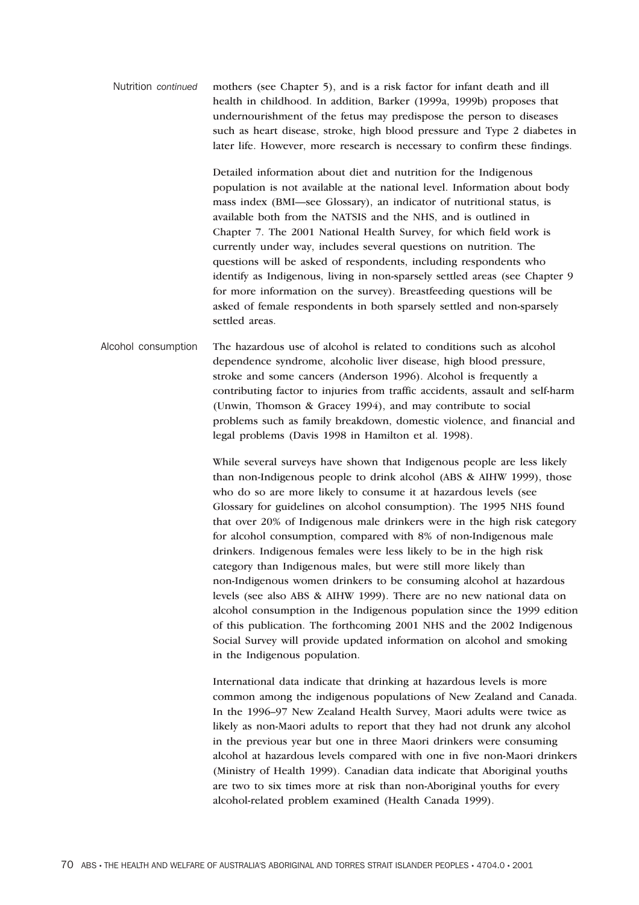### Nutrition *continued*

mothers (see Chapter 5), and is a risk factor for infant death and ill health in childhood. In addition, Barker (1999a, 1999b) proposes that undernourishment of the fetus may predispose the person to diseases such as heart disease, stroke, high blood pressure and Type 2 diabetes in later life. However, more research is necessary to confirm these findings.

Detailed information about diet and nutrition for the Indigenous population is not available at the national level. Information about body mass index (BMI—see Glossary), an indicator of nutritional status, is available both from the NATSIS and the NHS, and is outlined in Chapter 7. The 2001 National Health Survey, for which field work is currently under way, includes several questions on nutrition. The questions will be asked of respondents, including respondents who identify as Indigenous, living in non-sparsely settled areas (see Chapter 9 for more information on the survey). Breastfeeding questions will be asked of female respondents in both sparsely settled and non-sparsely settled areas.

### Alcohol consumption

The hazardous use of alcohol is related to conditions such as alcohol dependence syndrome, alcoholic liver disease, high blood pressure, stroke and some cancers (Anderson 1996). Alcohol is frequently a contributing factor to injuries from traffic accidents, assault and self-harm (Unwin, Thomson & Gracey 1994), and may contribute to social problems such as family breakdown, domestic violence, and financial and legal problems (Davis 1998 in Hamilton et al. 1998).

While several surveys have shown that Indigenous people are less likely than non-Indigenous people to drink alcohol (ABS & AIHW 1999), those who do so are more likely to consume it at hazardous levels (see Glossary for guidelines on alcohol consumption). The 1995 NHS found that over 20% of Indigenous male drinkers were in the high risk category for alcohol consumption, compared with 8% of non-Indigenous male drinkers. Indigenous females were less likely to be in the high risk category than Indigenous males, but were still more likely than non-Indigenous women drinkers to be consuming alcohol at hazardous levels (see also ABS & AIHW 1999). There are no new national data on alcohol consumption in the Indigenous population since the 1999 edition of this publication. The forthcoming 2001 NHS and the 2002 Indigenous Social Survey will provide updated information on alcohol and smoking in the Indigenous population.

International data indicate that drinking at hazardous levels is more common among the indigenous populations of New Zealand and Canada. In the 1996–97 New Zealand Health Survey, Maori adults were twice as likely as non-Maori adults to report that they had not drunk any alcohol in the previous year but one in three Maori drinkers were consuming alcohol at hazardous levels compared with one in five non-Maori drinkers (Ministry of Health 1999). Canadian data indicate that Aboriginal youths are two to six times more at risk than non-Aboriginal youths for every alcohol-related problem examined (Health Canada 1999).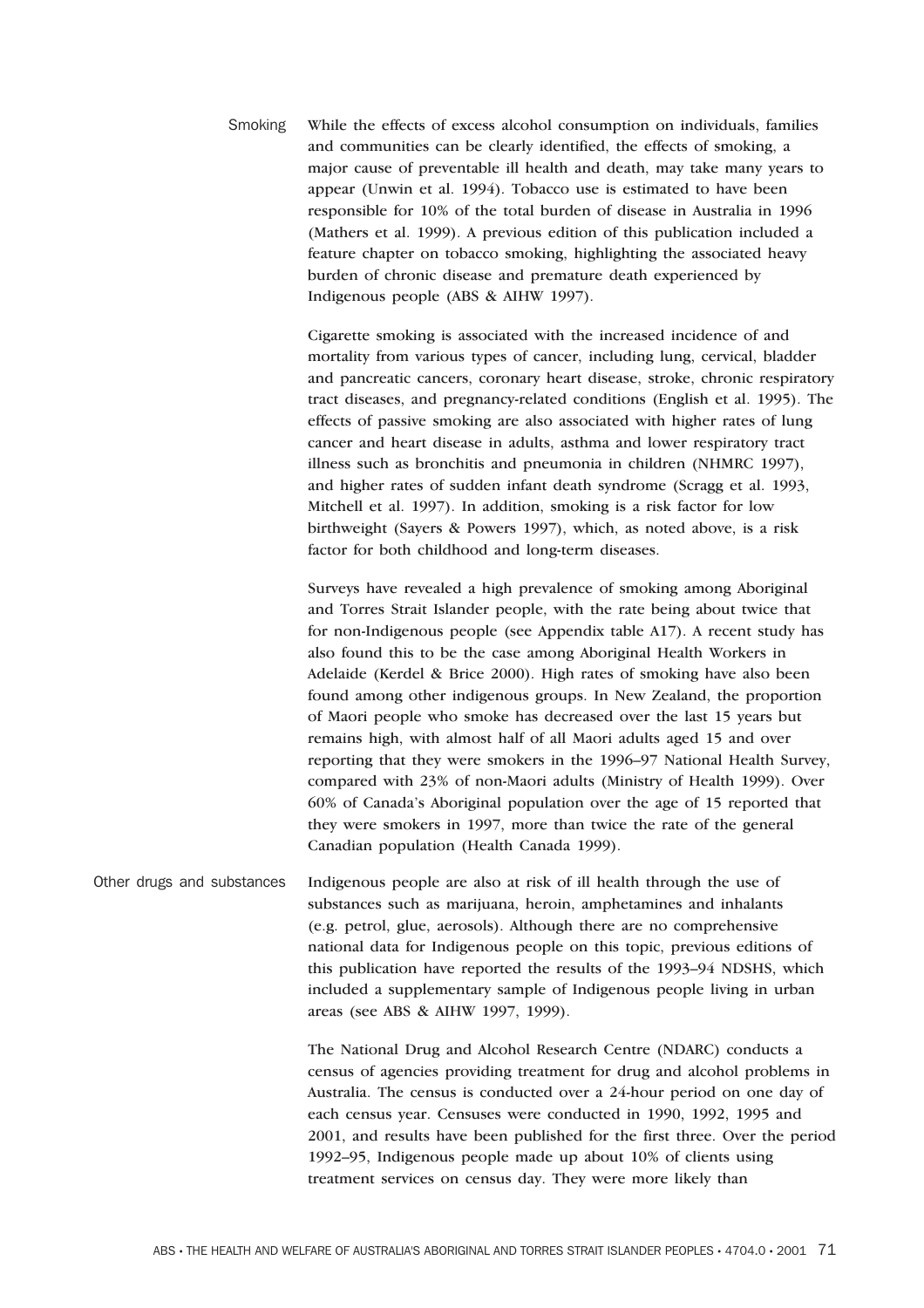## Smoking

While the effects of excess alcohol consumption on individuals, families and communities can be clearly identified, the effects of smoking, a major cause of preventable ill health and death, may take many years to appear (Unwin et al. 1994). Tobacco use is estimated to have been responsible for 10% of the total burden of disease in Australia in 1996 (Mathers et al. 1999). A previous edition of this publication included a feature chapter on tobacco smoking, highlighting the associated heavy burden of chronic disease and premature death experienced by Indigenous people (ABS & AIHW 1997).

Cigarette smoking is associated with the increased incidence of and mortality from various types of cancer, including lung, cervical, bladder and pancreatic cancers, coronary heart disease, stroke, chronic respiratory tract diseases, and pregnancy-related conditions (English et al. 1995). The effects of passive smoking are also associated with higher rates of lung cancer and heart disease in adults, asthma and lower respiratory tract illness such as bronchitis and pneumonia in children (NHMRC 1997), and higher rates of sudden infant death syndrome (Scragg et al. 1993, Mitchell et al. 1997). In addition, smoking is a risk factor for low birthweight (Sayers & Powers 1997), which, as noted above, is a risk factor for both childhood and long-term diseases.

Surveys have revealed a high prevalence of smoking among Aboriginal and Torres Strait Islander people, with the rate being about twice that for non-Indigenous people (see Appendix table A17). A recent study has also found this to be the case among Aboriginal Health Workers in Adelaide (Kerdel & Brice 2000). High rates of smoking have also been found among other indigenous groups. In New Zealand, the proportion of Maori people who smoke has decreased over the last 15 years but remains high, with almost half of all Maori adults aged 15 and over reporting that they were smokers in the 1996–97 National Health Survey, compared with 23% of non-Maori adults (Ministry of Health 1999). Over 60% of Canada's Aboriginal population over the age of 15 reported that they were smokers in 1997, more than twice the rate of the general Canadian population (Health Canada 1999).

## Other drugs and substances

Indigenous people are also at risk of ill health through the use of substances such as marijuana, heroin, amphetamines and inhalants (e.g. petrol, glue, aerosols). Although there are no comprehensive national data for Indigenous people on this topic, previous editions of this publication have reported the results of the 1993–94 NDSHS, which included a supplementary sample of Indigenous people living in urban areas (see ABS & AIHW 1997, 1999).

The National Drug and Alcohol Research Centre (NDARC) conducts a census of agencies providing treatment for drug and alcohol problems in Australia. The census is conducted over a 24-hour period on one day of each census year. Censuses were conducted in 1990, 1992, 1995 and 2001, and results have been published for the first three. Over the period 1992–95, Indigenous people made up about 10% of clients using treatment services on census day. They were more likely than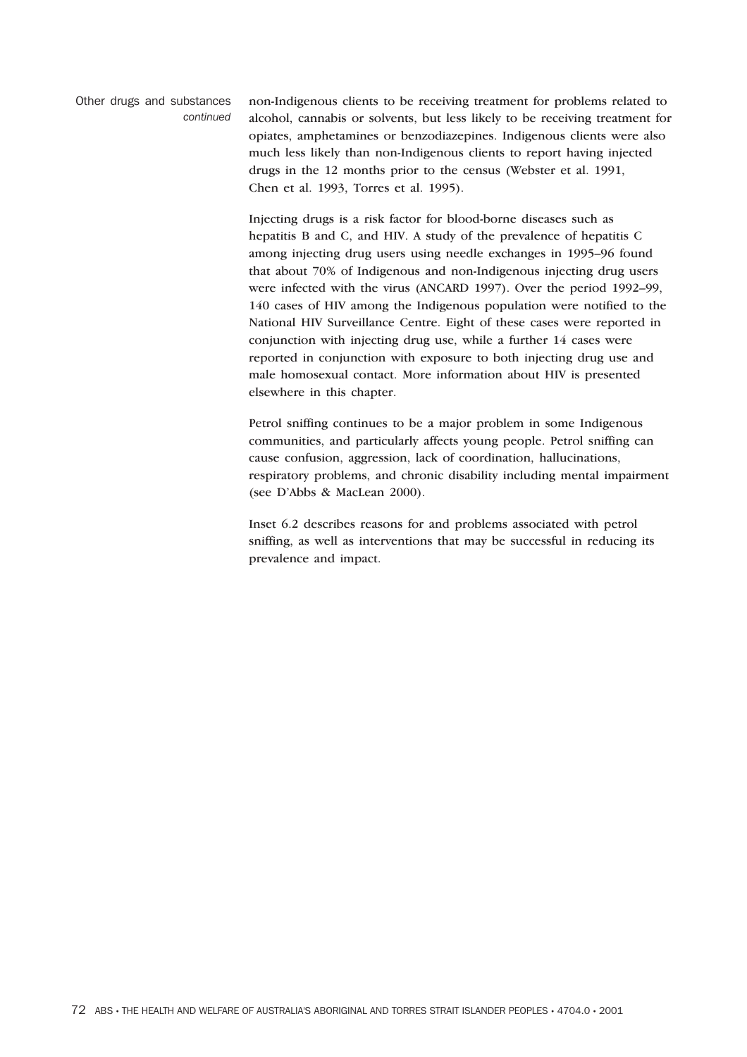Other drugs and substances *continued*

non-Indigenous clients to be receiving treatment for problems related to alcohol, cannabis or solvents, but less likely to be receiving treatment for opiates, amphetamines or benzodiazepines. Indigenous clients were also much less likely than non-Indigenous clients to report having injected drugs in the 12 months prior to the census (Webster et al. 1991, Chen et al. 1993, Torres et al. 1995).

Injecting drugs is a risk factor for blood-borne diseases such as hepatitis B and C, and HIV. A study of the prevalence of hepatitis C among injecting drug users using needle exchanges in 1995–96 found that about 70% of Indigenous and non-Indigenous injecting drug users were infected with the virus (ANCARD 1997). Over the period 1992–99, 140 cases of HIV among the Indigenous population were notified to the National HIV Surveillance Centre. Eight of these cases were reported in conjunction with injecting drug use, while a further 14 cases were reported in conjunction with exposure to both injecting drug use and male homosexual contact. More information about HIV is presented elsewhere in this chapter.

Petrol sniffing continues to be a major problem in some Indigenous communities, and particularly affects young people. Petrol sniffing can cause confusion, aggression, lack of coordination, hallucinations, respiratory problems, and chronic disability including mental impairment (see D'Abbs & MacLean 2000).

Inset 6.2 describes reasons for and problems associated with petrol sniffing, as well as interventions that may be successful in reducing its prevalence and impact.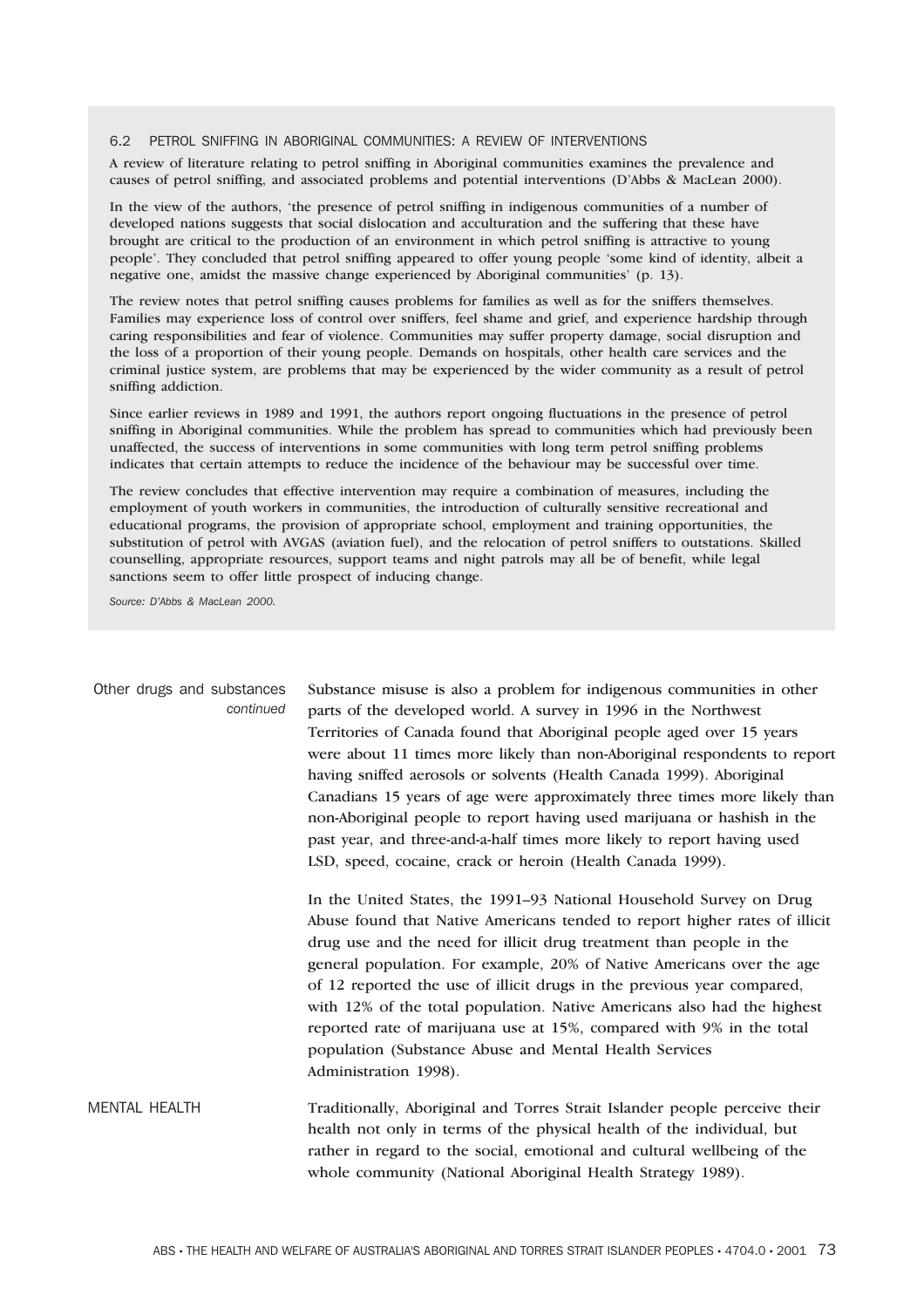### 6.2 PETROL SNIFFING IN ABORIGINAL COMMUNITIES: A REVIEW OF INTERVENTIONS

A review of literature relating to petrol sniffing in Aboriginal communities examines the prevalence and causes of petrol sniffing, and associated problems and potential interventions (D'Abbs & MacLean 2000).

In the view of the authors, 'the presence of petrol sniffing in indigenous communities of a number of developed nations suggests that social dislocation and acculturation and the suffering that these have brought are critical to the production of an environment in which petrol sniffing is attractive to young people'. They concluded that petrol sniffing appeared to offer young people 'some kind of identity, albeit a negative one, amidst the massive change experienced by Aboriginal communities' (p. 13).

The review notes that petrol sniffing causes problems for families as well as for the sniffers themselves. Families may experience loss of control over sniffers, feel shame and grief, and experience hardship through caring responsibilities and fear of violence. Communities may suffer property damage, social disruption and the loss of a proportion of their young people. Demands on hospitals, other health care services and the criminal justice system, are problems that may be experienced by the wider community as a result of petrol sniffing addiction.

Since earlier reviews in 1989 and 1991, the authors report ongoing fluctuations in the presence of petrol sniffing in Aboriginal communities. While the problem has spread to communities which had previously been unaffected, the success of interventions in some communities with long term petrol sniffing problems indicates that certain attempts to reduce the incidence of the behaviour may be successful over time.

The review concludes that effective intervention may require a combination of measures, including the employment of youth workers in communities, the introduction of culturally sensitive recreational and educational programs, the provision of appropriate school, employment and training opportunities, the substitution of petrol with AVGAS (aviation fuel), and the relocation of petrol sniffers to outstations. Skilled counselling, appropriate resources, support teams and night patrols may all be of benefit, while legal sanctions seem to offer little prospect of inducing change.

*Source: D'Abbs & MacLean 2000.*

## Other drugs and substances *continued*

Substance misuse is also a problem for indigenous communities in other parts of the developed world. A survey in 1996 in the Northwest Territories of Canada found that Aboriginal people aged over 15 years were about 11 times more likely than non-Aboriginal respondents to report having sniffed aerosols or solvents (Health Canada 1999). Aboriginal Canadians 15 years of age were approximately three times more likely than non-Aboriginal people to report having used marijuana or hashish in the past year, and three-and-a-half times more likely to report having used LSD, speed, cocaine, crack or heroin (Health Canada 1999).

In the United States, the 1991–93 National Household Survey on Drug Abuse found that Native Americans tended to report higher rates of illicit drug use and the need for illicit drug treatment than people in the general population. For example, 20% of Native Americans over the age of 12 reported the use of illicit drugs in the previous year compared, with 12% of the total population. Native Americans also had the highest reported rate of marijuana use at 15%, compared with 9% in the total population (Substance Abuse and Mental Health Services Administration 1998).

## MENTAL HEALTH

Traditionally, Aboriginal and Torres Strait Islander people perceive their health not only in terms of the physical health of the individual, but rather in regard to the social, emotional and cultural wellbeing of the whole community (National Aboriginal Health Strategy 1989).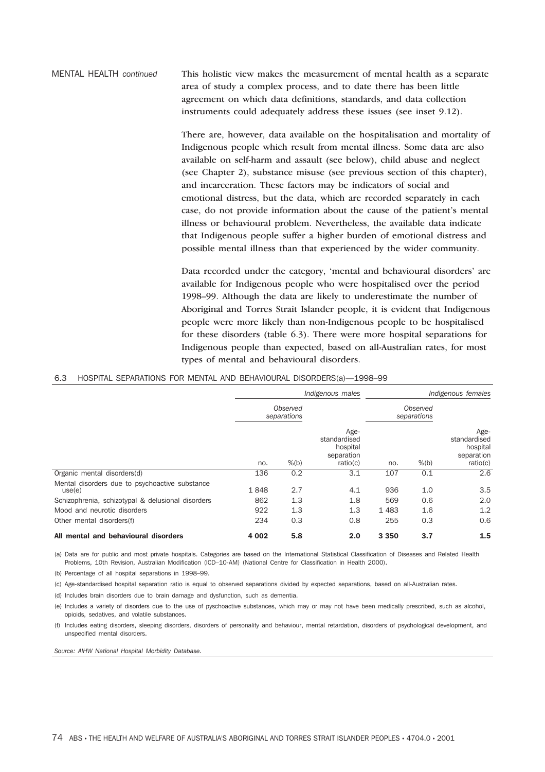MENTAL HEALTH *continued*

This holistic view makes the measurement of mental health as a separate area of study a complex process, and to date there has been little agreement on which data definitions, standards, and data collection instruments could adequately address these issues (see inset 9.12).

There are, however, data available on the hospitalisation and mortality of Indigenous people which result from mental illness. Some data are also available on self-harm and assault (see below), child abuse and neglect (see Chapter 2), substance misuse (see previous section of this chapter), and incarceration. These factors may be indicators of social and emotional distress, but the data, which are recorded separately in each case, do not provide information about the cause of the patient's mental illness or behavioural problem. Nevertheless, the available data indicate that Indigenous people suffer a higher burden of emotional distress and possible mental illness than that experienced by the wider community.

Data recorded under the category, 'mental and behavioural disorders' are available for Indigenous people who were hospitalised over the period 1998–99. Although the data are likely to underestimate the number of Aboriginal and Torres Strait Islander people, it is evident that Indigenous people were more likely than non-Indigenous people to be hospitalised for these disorders (table 6.3). There were more hospital separations for Indigenous people than expected, based on all-Australian rates, for most types of mental and behavioural disorders.

6.3 HOSPITAL SEPARATIONS FOR MENTAL AND BEHAVIOURAL DISORDERS(a)—1998–99

| | *Indigenous males* | | | *Indigenous females* | | |
|---|---|---|---|---|---|---|
| | *Observed separations* | | | *Observed separations* | | |
| | no. | %(b) | Age-standardised hospital separation ratio(c) | no. | %(b) | Age-standardised hospital separation ratio(c) |
| Organic mental disorders(d) | 136 | 0.2 | 3.1 | 107 | 0.1 | 2.6 |
| Mental disorders due to psychoactive substance use(e) | 1 848 | 2.7 | 4.1 | 936 | 1.0 | 3.5 |
| Schizophrenia, schizotypal & delusional disorders | 862 | 1.3 | 1.8 | 569 | 0.6 | 2.0 |
| Mood and neurotic disorders | 922 | 1.3 | 1.3 | 1 483 | 1.6 | 1.2 |
| Other mental disorders(f) | 234 | 0.3 | 0.8 | 255 | 0.3 | 0.6 |
| **All mental and behavioural disorders** | **4 002** | **5.8** | **2.0** | **3 350** | **3.7** | **1.5** |

(a) Data are for public and most private hospitals. Categories are based on the International Statistical Classification of Diseases and Related Health Problems, 10th Revision, Australian Modification (ICD–10-AM) (National Centre for Classification in Health 2000).

(b) Percentage of all hospital separations in 1998–99.

(c) Age-standardised hospital separation ratio is equal to observed separations divided by expected separations, based on all-Australian rates.

(d) Includes brain disorders due to brain damage and dysfunction, such as dementia.

(e) Includes a variety of disorders due to the use of pyschoactive substances, which may or may not have been medically prescribed, such as alcohol, opioids, sedatives, and volatile substances.

(f) Includes eating disorders, sleeping disorders, disorders of personality and behaviour, mental retardation, disorders of psychological development, and unspecified mental disorders.

*Source: AIHW National Hospital Morbidity Database.*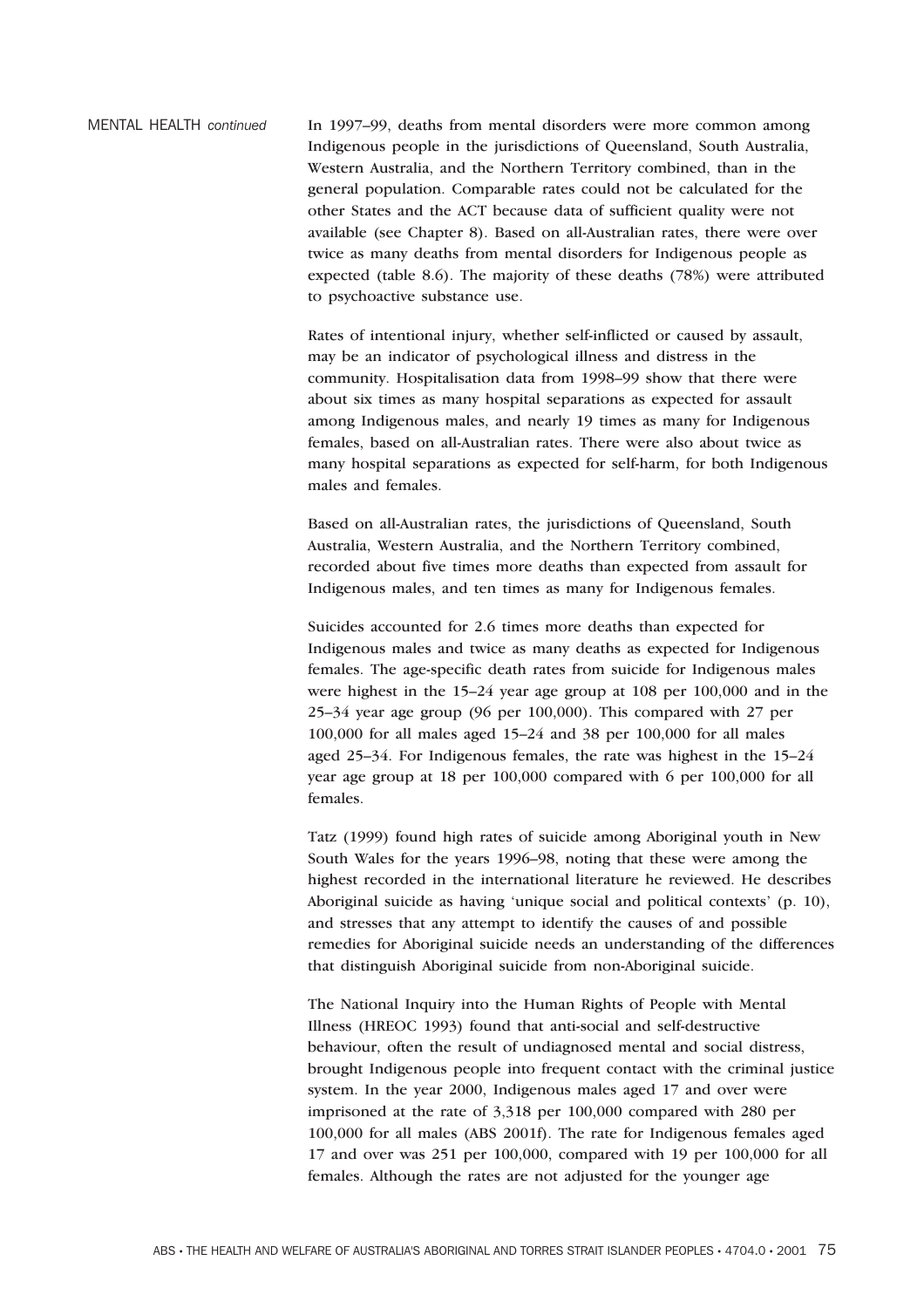MENTAL HEALTH *continued*

In 1997–99, deaths from mental disorders were more common among Indigenous people in the jurisdictions of Queensland, South Australia, Western Australia, and the Northern Territory combined, than in the general population. Comparable rates could not be calculated for the other States and the ACT because data of sufficient quality were not available (see Chapter 8). Based on all-Australian rates, there were over twice as many deaths from mental disorders for Indigenous people as expected (table 8.6). The majority of these deaths (78%) were attributed to psychoactive substance use.

Rates of intentional injury, whether self-inflicted or caused by assault, may be an indicator of psychological illness and distress in the community. Hospitalisation data from 1998–99 show that there were about six times as many hospital separations as expected for assault among Indigenous males, and nearly 19 times as many for Indigenous females, based on all-Australian rates. There were also about twice as many hospital separations as expected for self-harm, for both Indigenous males and females.

Based on all-Australian rates, the jurisdictions of Queensland, South Australia, Western Australia, and the Northern Territory combined, recorded about five times more deaths than expected from assault for Indigenous males, and ten times as many for Indigenous females.

Suicides accounted for 2.6 times more deaths than expected for Indigenous males and twice as many deaths as expected for Indigenous females. The age-specific death rates from suicide for Indigenous males were highest in the 15–24 year age group at 108 per 100,000 and in the 25–34 year age group (96 per 100,000). This compared with 27 per 100,000 for all males aged 15–24 and 38 per 100,000 for all males aged 25–34. For Indigenous females, the rate was highest in the 15–24 year age group at 18 per 100,000 compared with 6 per 100,000 for all females.

Tatz (1999) found high rates of suicide among Aboriginal youth in New South Wales for the years 1996–98, noting that these were among the highest recorded in the international literature he reviewed. He describes Aboriginal suicide as having 'unique social and political contexts' (p. 10), and stresses that any attempt to identify the causes of and possible remedies for Aboriginal suicide needs an understanding of the differences that distinguish Aboriginal suicide from non-Aboriginal suicide.

The National Inquiry into the Human Rights of People with Mental Illness (HREOC 1993) found that anti-social and self-destructive behaviour, often the result of undiagnosed mental and social distress, brought Indigenous people into frequent contact with the criminal justice system. In the year 2000, Indigenous males aged 17 and over were imprisoned at the rate of 3,318 per 100,000 compared with 280 per 100,000 for all males (ABS 2001f). The rate for Indigenous females aged 17 and over was 251 per 100,000, compared with 19 per 100,000 for all females. Although the rates are not adjusted for the younger age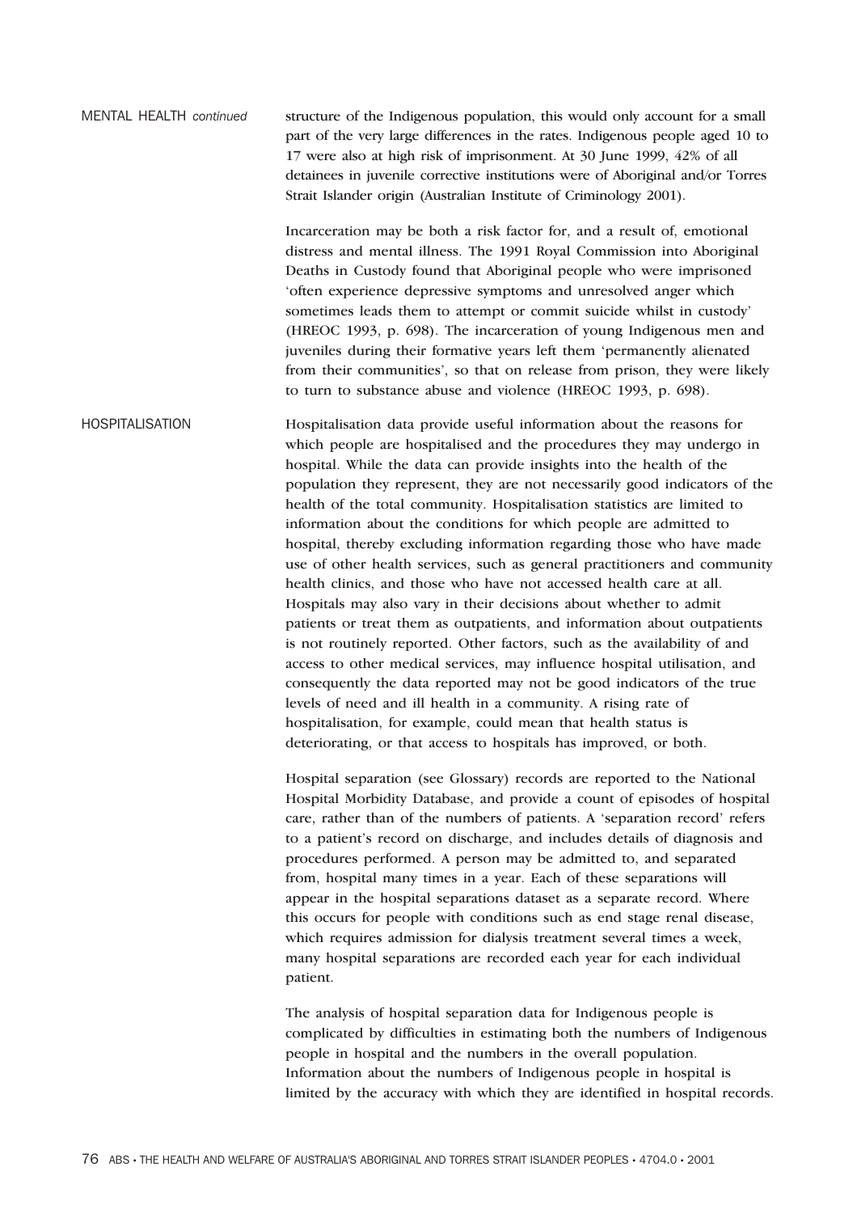## MENTAL HEALTH *continued*

structure of the Indigenous population, this would only account for a small part of the very large differences in the rates. Indigenous people aged 10 to 17 were also at high risk of imprisonment. At 30 June 1999, 42% of all detainees in juvenile corrective institutions were of Aboriginal and/or Torres Strait Islander origin (Australian Institute of Criminology 2001).

Incarceration may be both a risk factor for, and a result of, emotional distress and mental illness. The 1991 Royal Commission into Aboriginal Deaths in Custody found that Aboriginal people who were imprisoned 'often experience depressive symptoms and unresolved anger which sometimes leads them to attempt or commit suicide whilst in custody' (HREOC 1993, p. 698). The incarceration of young Indigenous men and juveniles during their formative years left them 'permanently alienated from their communities', so that on release from prison, they were likely to turn to substance abuse and violence (HREOC 1993, p. 698).

## HOSPITALISATION

Hospitalisation data provide useful information about the reasons for which people are hospitalised and the procedures they may undergo in hospital. While the data can provide insights into the health of the population they represent, they are not necessarily good indicators of the health of the total community. Hospitalisation statistics are limited to information about the conditions for which people are admitted to hospital, thereby excluding information regarding those who have made use of other health services, such as general practitioners and community health clinics, and those who have not accessed health care at all. Hospitals may also vary in their decisions about whether to admit patients or treat them as outpatients, and information about outpatients is not routinely reported. Other factors, such as the availability of and access to other medical services, may influence hospital utilisation, and consequently the data reported may not be good indicators of the true levels of need and ill health in a community. A rising rate of hospitalisation, for example, could mean that health status is deteriorating, or that access to hospitals has improved, or both.

Hospital separation (see Glossary) records are reported to the National Hospital Morbidity Database, and provide a count of episodes of hospital care, rather than of the numbers of patients. A 'separation record' refers to a patient's record on discharge, and includes details of diagnosis and procedures performed. A person may be admitted to, and separated from, hospital many times in a year. Each of these separations will appear in the hospital separations dataset as a separate record. Where this occurs for people with conditions such as end stage renal disease, which requires admission for dialysis treatment several times a week, many hospital separations are recorded each year for each individual patient.

The analysis of hospital separation data for Indigenous people is complicated by difficulties in estimating both the numbers of Indigenous people in hospital and the numbers in the overall population. Information about the numbers of Indigenous people in hospital is limited by the accuracy with which they are identified in hospital records.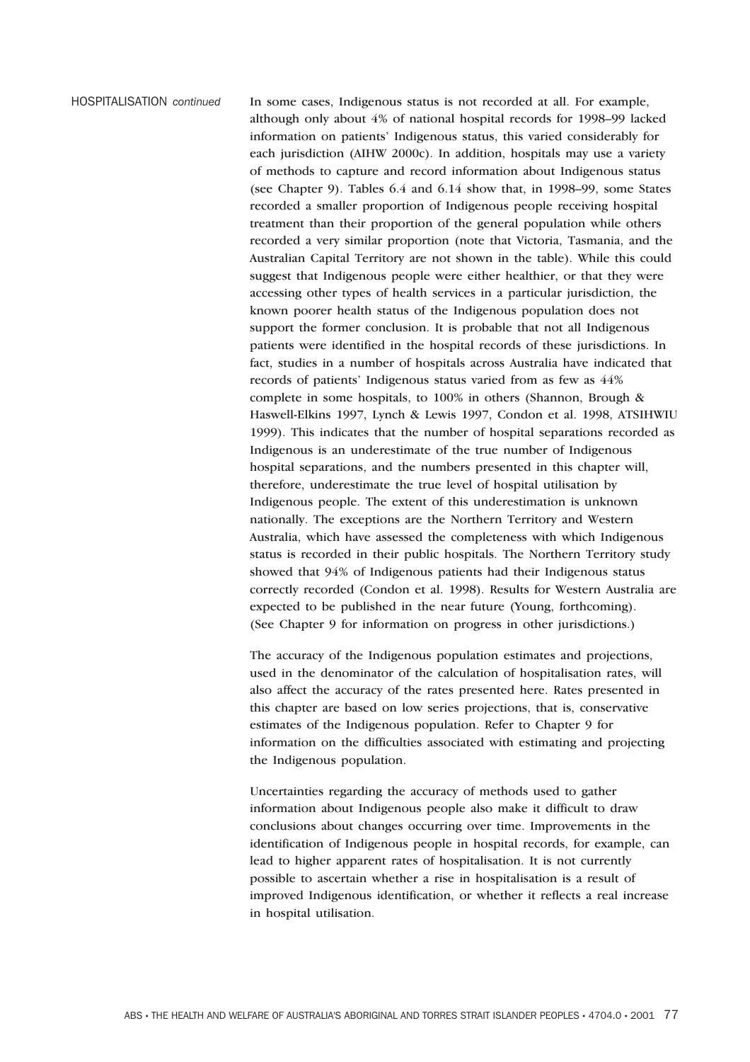HOSPITALISATION *continued*

In some cases, Indigenous status is not recorded at all. For example, although only about 4% of national hospital records for 1998–99 lacked information on patients' Indigenous status, this varied considerably for each jurisdiction (AIHW 2000c). In addition, hospitals may use a variety of methods to capture and record information about Indigenous status (see Chapter 9). Tables 6.4 and 6.14 show that, in 1998–99, some States recorded a smaller proportion of Indigenous people receiving hospital treatment than their proportion of the general population while others recorded a very similar proportion (note that Victoria, Tasmania, and the Australian Capital Territory are not shown in the table). While this could suggest that Indigenous people were either healthier, or that they were accessing other types of health services in a particular jurisdiction, the known poorer health status of the Indigenous population does not support the former conclusion. It is probable that not all Indigenous patients were identified in the hospital records of these jurisdictions. In fact, studies in a number of hospitals across Australia have indicated that records of patients' Indigenous status varied from as few as 44% complete in some hospitals, to 100% in others (Shannon, Brough & Haswell-Elkins 1997, Lynch & Lewis 1997, Condon et al. 1998, ATSIHWIU 1999). This indicates that the number of hospital separations recorded as Indigenous is an underestimate of the true number of Indigenous hospital separations, and the numbers presented in this chapter will, therefore, underestimate the true level of hospital utilisation by Indigenous people. The extent of this underestimation is unknown nationally. The exceptions are the Northern Territory and Western Australia, which have assessed the completeness with which Indigenous status is recorded in their public hospitals. The Northern Territory study showed that 94% of Indigenous patients had their Indigenous status correctly recorded (Condon et al. 1998). Results for Western Australia are expected to be published in the near future (Young, forthcoming). (See Chapter 9 for information on progress in other jurisdictions.)

The accuracy of the Indigenous population estimates and projections, used in the denominator of the calculation of hospitalisation rates, will also affect the accuracy of the rates presented here. Rates presented in this chapter are based on low series projections, that is, conservative estimates of the Indigenous population. Refer to Chapter 9 for information on the difficulties associated with estimating and projecting the Indigenous population.

Uncertainties regarding the accuracy of methods used to gather information about Indigenous people also make it difficult to draw conclusions about changes occurring over time. Improvements in the identification of Indigenous people in hospital records, for example, can lead to higher apparent rates of hospitalisation. It is not currently possible to ascertain whether a rise in hospitalisation is a result of improved Indigenous identification, or whether it reflects a real increase in hospital utilisation.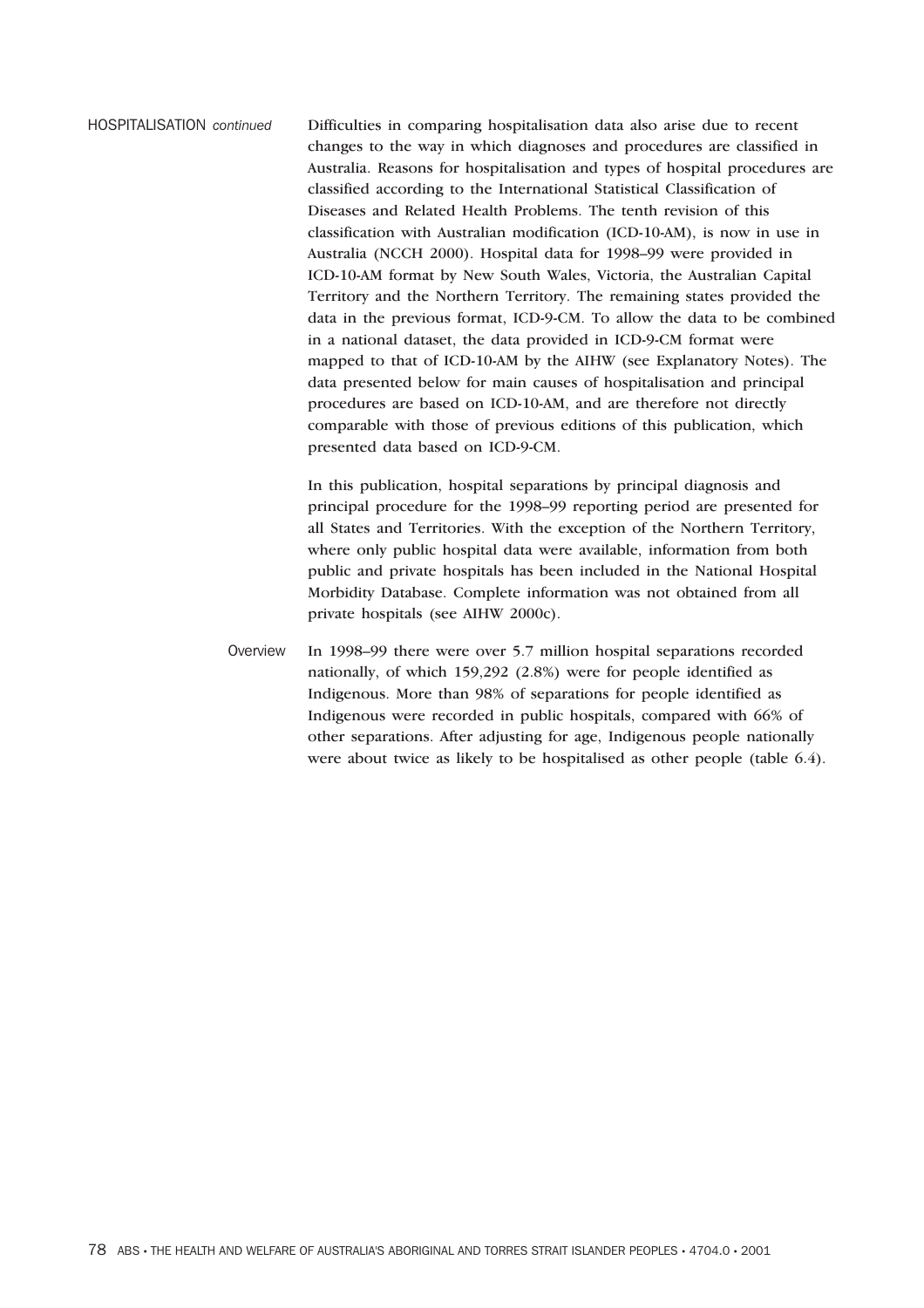HOSPITALISATION *continued*

Difficulties in comparing hospitalisation data also arise due to recent changes to the way in which diagnoses and procedures are classified in Australia. Reasons for hospitalisation and types of hospital procedures are classified according to the International Statistical Classification of Diseases and Related Health Problems. The tenth revision of this classification with Australian modification (ICD-10-AM), is now in use in Australia (NCCH 2000). Hospital data for 1998–99 were provided in ICD-10-AM format by New South Wales, Victoria, the Australian Capital Territory and the Northern Territory. The remaining states provided the data in the previous format, ICD-9-CM. To allow the data to be combined in a national dataset, the data provided in ICD-9-CM format were mapped to that of ICD-10-AM by the AIHW (see Explanatory Notes). The data presented below for main causes of hospitalisation and principal procedures are based on ICD-10-AM, and are therefore not directly comparable with those of previous editions of this publication, which presented data based on ICD-9-CM.

In this publication, hospital separations by principal diagnosis and principal procedure for the 1998–99 reporting period are presented for all States and Territories. With the exception of the Northern Territory, where only public hospital data were available, information from both public and private hospitals has been included in the National Hospital Morbidity Database. Complete information was not obtained from all private hospitals (see AIHW 2000c).

### Overview

In 1998–99 there were over 5.7 million hospital separations recorded nationally, of which 159,292 (2.8%) were for people identified as Indigenous. More than 98% of separations for people identified as Indigenous were recorded in public hospitals, compared with 66% of other separations. After adjusting for age, Indigenous people nationally were about twice as likely to be hospitalised as other people (table 6.4).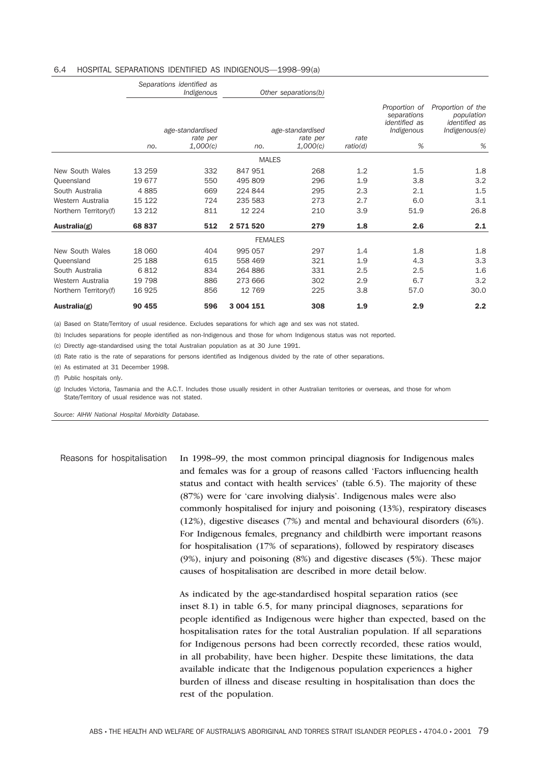#### 6.4 HOSPITAL SEPARATIONS IDENTIFIED AS INDIGENOUS—1998–99(a)

| | *Separations identified as Indigenous* | | *Other separations(b)* | | | | |
|---|---|---|---|---|---|---|---|
| | *no.* | *age-standardised rate per 1,000(c)* | *no.* | *age-standardised rate per 1,000(c)* | *rate ratio(d)* | *Proportion of separations identified as Indigenous %* | *Proportion of the population identified as Indigenous(e) %* |
| | | | MALES | | | | |
| New South Wales | 13 259 | 332 | 847 951 | 268 | 1.2 | 1.5 | 1.8 |
| Queensland | 19 677 | 550 | 495 809 | 296 | 1.9 | 3.8 | 3.2 |
| South Australia | 4 885 | 669 | 224 844 | 295 | 2.3 | 2.1 | 1.5 |
| Western Australia | 15 122 | 724 | 235 583 | 273 | 2.7 | 6.0 | 3.1 |
| Northern Territory(f) | 13 212 | 811 | 12 224 | 210 | 3.9 | 51.9 | 26.8 |
| **Australia(g)** | **68 837** | **512** | **2 571 520** | **279** | **1.8** | **2.6** | **2.1** |
| | | | FEMALES | | | | |
| New South Wales | 18 060 | 404 | 995 057 | 297 | 1.4 | 1.8 | 1.8 |
| Queensland | 25 188 | 615 | 558 469 | 321 | 1.9 | 4.3 | 3.3 |
| South Australia | 6 812 | 834 | 264 886 | 331 | 2.5 | 2.5 | 1.6 |
| Western Australia | 19 798 | 886 | 273 666 | 302 | 2.9 | 6.7 | 3.2 |
| Northern Territory(f) | 16 925 | 856 | 12 769 | 225 | 3.8 | 57.0 | 30.0 |
| **Australia(g)** | **90 455** | **596** | **3 004 151** | **308** | **1.9** | **2.9** | **2.2** |

(a) Based on State/Territory of usual residence. Excludes separations for which age and sex was not stated.

(b) Includes separations for people identified as non-Indigenous and those for whom Indigenous status was not reported.

(c) Directly age-standardised using the total Australian population as at 30 June 1991.

(d) Rate ratio is the rate of separations for persons identified as Indigenous divided by the rate of other separations.

(e) As estimated at 31 December 1998.

(f) Public hospitals only.

(g) Includes Victoria, Tasmania and the A.C.T. Includes those usually resident in other Australian territories or overseas, and those for whom State/Territory of usual residence was not stated.

*Source: AIHW National Hospital Morbidity Database.*

### Reasons for hospitalisation

In 1998–99, the most common principal diagnosis for Indigenous males and females was for a group of reasons called 'Factors influencing health status and contact with health services' (table 6.5). The majority of these (87%) were for 'care involving dialysis'. Indigenous males were also commonly hospitalised for injury and poisoning (13%), respiratory diseases (12%), digestive diseases (7%) and mental and behavioural disorders (6%). For Indigenous females, pregnancy and childbirth were important reasons for hospitalisation (17% of separations), followed by respiratory diseases (9%), injury and poisoning (8%) and digestive diseases (5%). These major causes of hospitalisation are described in more detail below.

As indicated by the age-standardised hospital separation ratios (see inset 8.1) in table 6.5, for many principal diagnoses, separations for people identified as Indigenous were higher than expected, based on the hospitalisation rates for the total Australian population. If all separations for Indigenous persons had been correctly recorded, these ratios would, in all probability, have been higher. Despite these limitations, the data available indicate that the Indigenous population experiences a higher burden of illness and disease resulting in hospitalisation than does the rest of the population.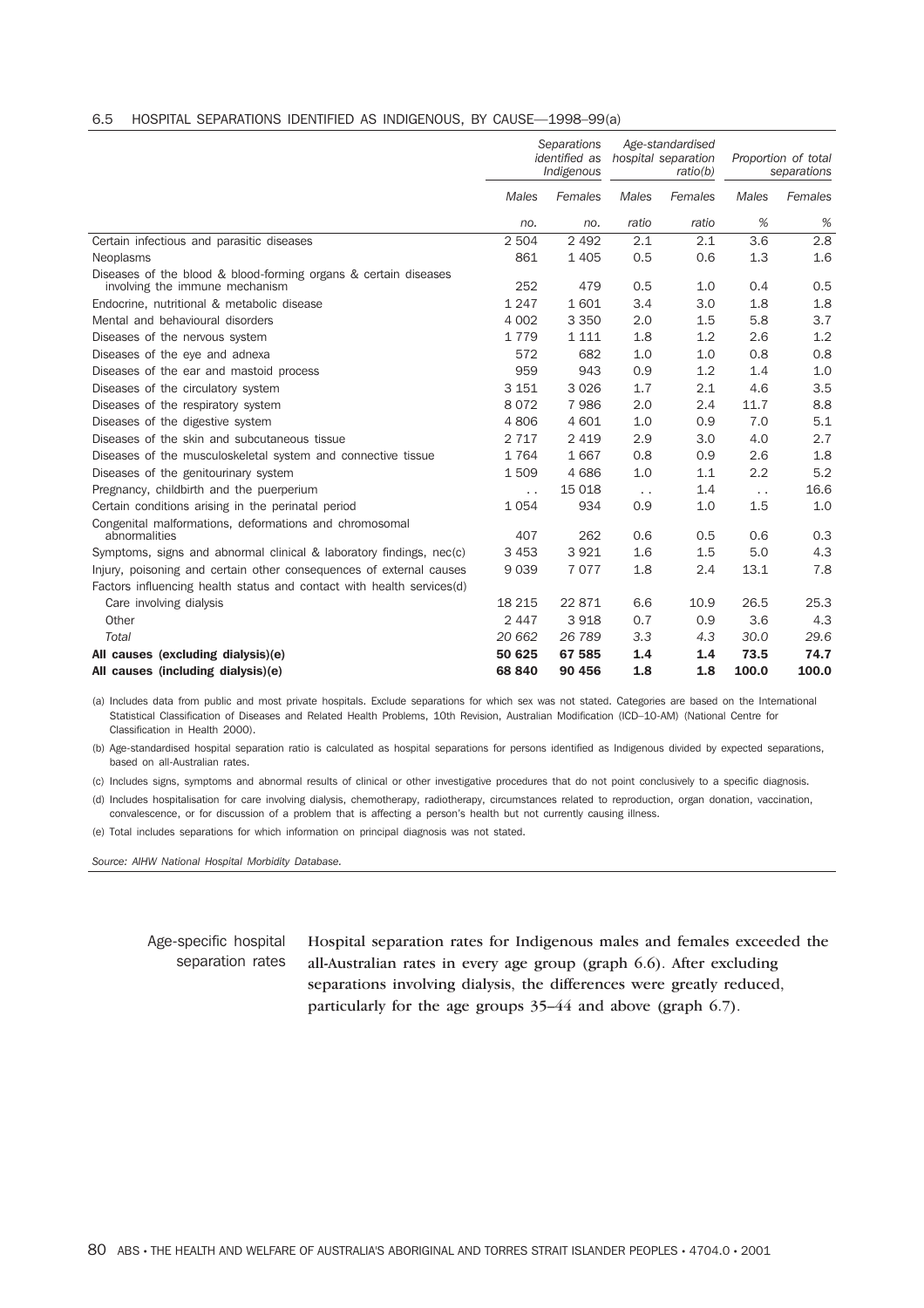6.5 HOSPITAL SEPARATIONS IDENTIFIED AS INDIGENOUS, BY CAUSE—1998–99(a)

| | *Separations identified as Indigenous* | | *Age-standardised hospital separation ratio(b)* | | *Proportion of total separations* | |
|---|---|---|---|---|---|---|
| | *Males* | *Females* | *Males* | *Females* | *Males* | *Females* |
| | *no.* | *no.* | *ratio* | *ratio* | *%* | *%* |
| Certain infectious and parasitic diseases | 2 504 | 2 492 | 2.1 | 2.1 | 3.6 | 2.8 |
| Neoplasms | 861 | 1 405 | 0.5 | 0.6 | 1.3 | 1.6 |
| Diseases of the blood & blood-forming organs & certain diseases involving the immune mechanism | 252 | 479 | 0.5 | 1.0 | 0.4 | 0.5 |
| Endocrine, nutritional & metabolic disease | 1 247 | 1 601 | 3.4 | 3.0 | 1.8 | 1.8 |
| Mental and behavioural disorders | 4 002 | 3 350 | 2.0 | 1.5 | 5.8 | 3.7 |
| Diseases of the nervous system | 1 779 | 1 111 | 1.8 | 1.2 | 2.6 | 1.2 |
| Diseases of the eye and adnexa | 572 | 682 | 1.0 | 1.0 | 0.8 | 0.8 |
| Diseases of the ear and mastoid process | 959 | 943 | 0.9 | 1.2 | 1.4 | 1.0 |
| Diseases of the circulatory system | 3 151 | 3 026 | 1.7 | 2.1 | 4.6 | 3.5 |
| Diseases of the respiratory system | 8 072 | 7 986 | 2.0 | 2.4 | 11.7 | 8.8 |
| Diseases of the digestive system | 4 806 | 4 601 | 1.0 | 0.9 | 7.0 | 5.1 |
| Diseases of the skin and subcutaneous tissue | 2 717 | 2 419 | 2.9 | 3.0 | 4.0 | 2.7 |
| Diseases of the musculoskeletal system and connective tissue | 1 764 | 1 667 | 0.8 | 0.9 | 2.6 | 1.8 |
| Diseases of the genitourinary system | 1 509 | 4 686 | 1.0 | 1.1 | 2.2 | 5.2 |
| Pregnancy, childbirth and the puerperium | . . | 15 018 | . . | 1.4 | . . | 16.6 |
| Certain conditions arising in the perinatal period | 1 054 | 934 | 0.9 | 1.0 | 1.5 | 1.0 |
| Congenital malformations, deformations and chromosomal abnormalities | 407 | 262 | 0.6 | 0.5 | 0.6 | 0.3 |
| Symptoms, signs and abnormal clinical & laboratory findings, nec(c) | 3 453 | 3 921 | 1.6 | 1.5 | 5.0 | 4.3 |
| Injury, poisoning and certain other consequences of external causes | 9 039 | 7 077 | 1.8 | 2.4 | 13.1 | 7.8 |
| Factors influencing health status and contact with health services(d) | | | | | | |
| Care involving dialysis | 18 215 | 22 871 | 6.6 | 10.9 | 26.5 | 25.3 |
| Other | 2 447 | 3 918 | 0.7 | 0.9 | 3.6 | 4.3 |
| *Total* | *20 662* | *26 789* | *3.3* | *4.3* | *30.0* | *29.6* |
| **All causes (excluding dialysis)(e)** | **50 625** | **67 585** | **1.4** | **1.4** | **73.5** | **74.7** |
| **All causes (including dialysis)(e)** | **68 840** | **90 456** | **1.8** | **1.8** | **100.0** | **100.0** |

(a) Includes data from public and most private hospitals. Exclude separations for which sex was not stated. Categories are based on the International Statistical Classification of Diseases and Related Health Problems, 10th Revision, Australian Modification (ICD–10-AM) (National Centre for Classification in Health 2000).

(b) Age-standardised hospital separation ratio is calculated as hospital separations for persons identified as Indigenous divided by expected separations, based on all-Australian rates.

(c) Includes signs, symptoms and abnormal results of clinical or other investigative procedures that do not point conclusively to a specific diagnosis.

(d) Includes hospitalisation for care involving dialysis, chemotherapy, radiotherapy, circumstances related to reproduction, organ donation, vaccination, convalescence, or for discussion of a problem that is affecting a person's health but not currently causing illness.

(e) Total includes separations for which information on principal diagnosis was not stated.

*Source: AIHW National Hospital Morbidity Database.*

## Age-specific hospital separation rates

Hospital separation rates for Indigenous males and females exceeded the all-Australian rates in every age group (graph 6.6). After excluding separations involving dialysis, the differences were greatly reduced, particularly for the age groups 35–44 and above (graph 6.7).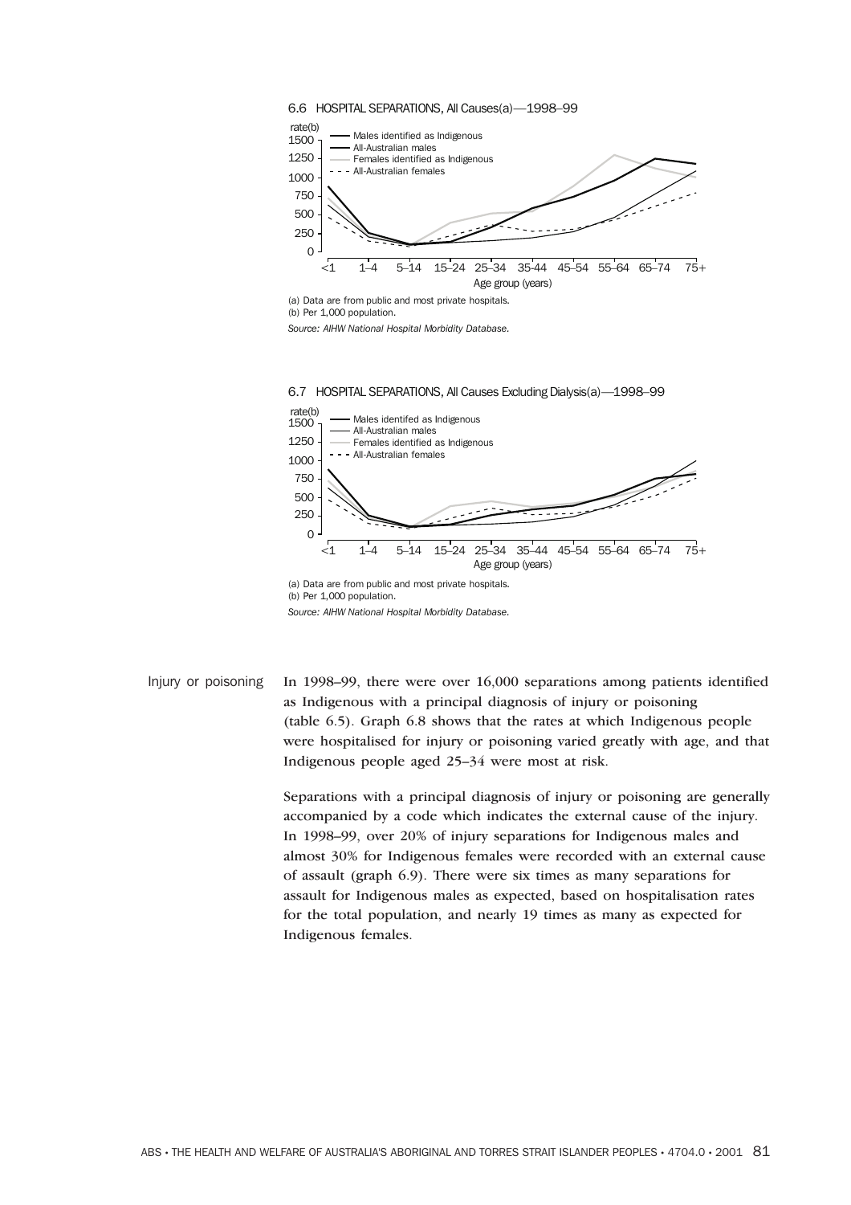6.6 HOSPITAL SEPARATIONS, All Causes(a)—1998–99

(a) Data are from public and most private hospitals.
(b) Per 1,000 population.

*Source: AIHW National Hospital Morbidity Database.*

6.7 HOSPITAL SEPARATIONS, All Causes Excluding Dialysis(a)—1998–99

(a) Data are from public and most private hospitals.
(b) Per 1,000 population.

*Source: AIHW National Hospital Morbidity Database.*

## Injury or poisoning

In 1998–99, there were over 16,000 separations among patients identified as Indigenous with a principal diagnosis of injury or poisoning (table 6.5). Graph 6.8 shows that the rates at which Indigenous people were hospitalised for injury or poisoning varied greatly with age, and that Indigenous people aged 25–34 were most at risk.

Separations with a principal diagnosis of injury or poisoning are generally accompanied by a code which indicates the external cause of the injury. In 1998–99, over 20% of injury separations for Indigenous males and almost 30% for Indigenous females were recorded with an external cause of assault (graph 6.9). There were six times as many separations for assault for Indigenous males as expected, based on hospitalisation rates for the total population, and nearly 19 times as many as expected for Indigenous females.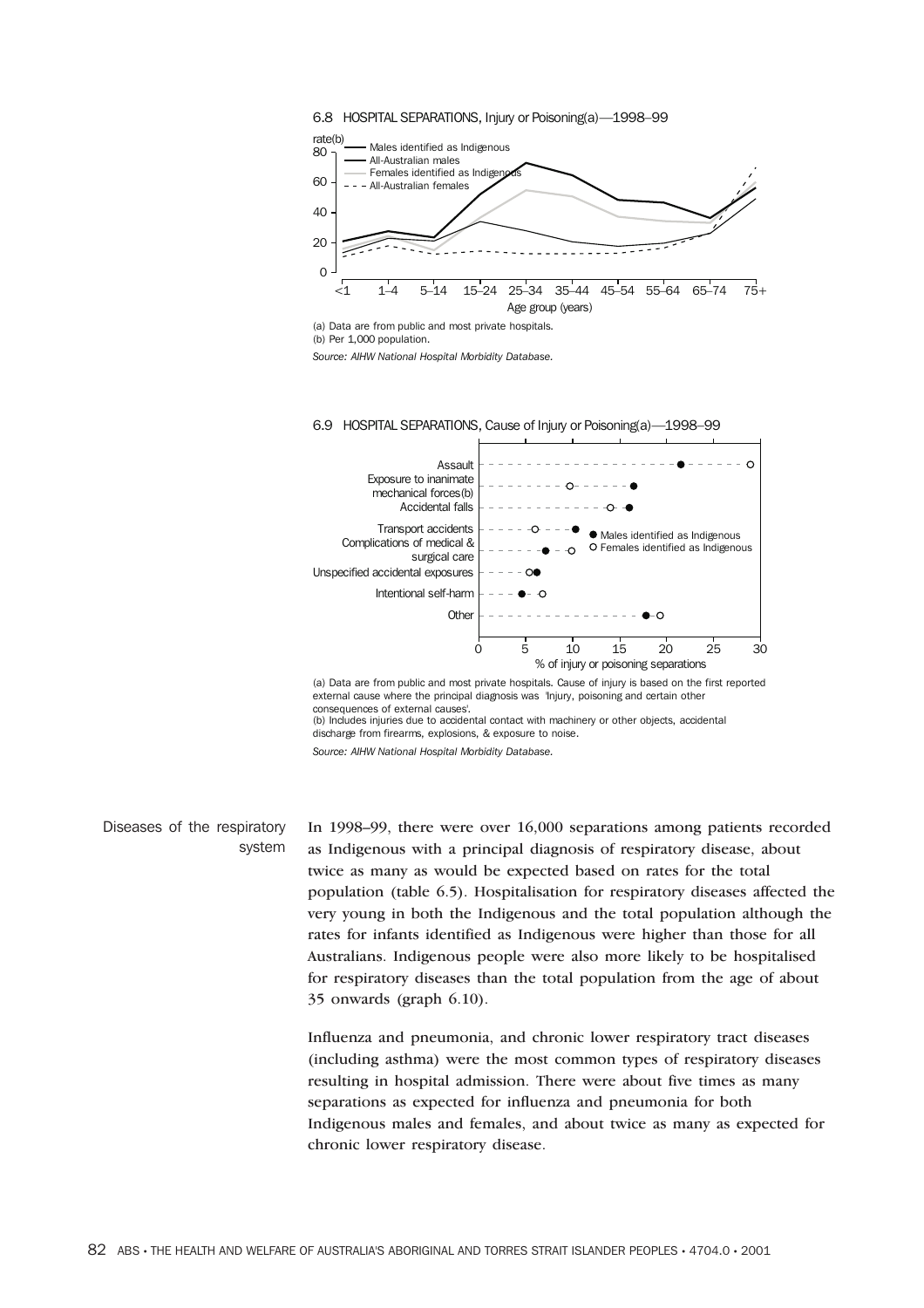6.8 HOSPITAL SEPARATIONS, Injury or Poisoning(a)—1998–99

(a) Data are from public and most private hospitals.
(b) Per 1,000 population.

*Source: AIHW National Hospital Morbidity Database.*

6.9 HOSPITAL SEPARATIONS, Cause of Injury or Poisoning(a)—1998–99

(a) Data are from public and most private hospitals. Cause of injury is based on the first reported external cause where the principal diagnosis was 'Injury, poisoning and certain other consequences of external causes'.
(b) Includes injuries due to accidental contact with machinery or other objects, accidental discharge from firearms, explosions, & exposure to noise.

*Source: AIHW National Hospital Morbidity Database.*

## Diseases of the respiratory system

In 1998–99, there were over 16,000 separations among patients recorded as Indigenous with a principal diagnosis of respiratory disease, about twice as many as would be expected based on rates for the total population (table 6.5). Hospitalisation for respiratory diseases affected the very young in both the Indigenous and the total population although the rates for infants identified as Indigenous were higher than those for all Australians. Indigenous people were also more likely to be hospitalised for respiratory diseases than the total population from the age of about 35 onwards (graph 6.10).

Influenza and pneumonia, and chronic lower respiratory tract diseases (including asthma) were the most common types of respiratory diseases resulting in hospital admission. There were about five times as many separations as expected for influenza and pneumonia for both Indigenous males and females, and about twice as many as expected for chronic lower respiratory disease.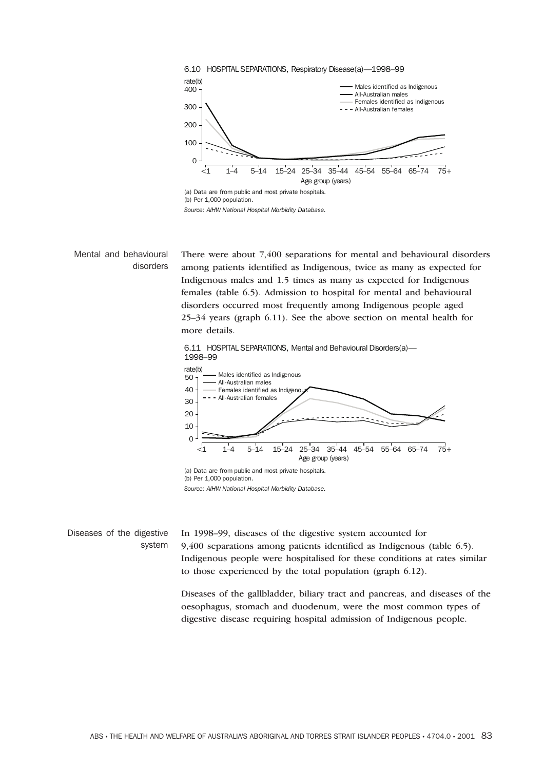6.10 HOSPITAL SEPARATIONS, Respiratory Disease(a)—1998–99

(a) Data are from public and most private hospitals.
(b) Per 1,000 population.

*Source: AIHW National Hospital Morbidity Database.*

## Mental and behavioural disorders

There were about 7,400 separations for mental and behavioural disorders among patients identified as Indigenous, twice as many as expected for Indigenous males and 1.5 times as many as expected for Indigenous females (table 6.5). Admission to hospital for mental and behavioural disorders occurred most frequently among Indigenous people aged 25–34 years (graph 6.11). See the above section on mental health for more details.

6.11 HOSPITAL SEPARATIONS, Mental and Behavioural Disorders(a)—1998–99

(a) Data are from public and most private hospitals.
(b) Per 1,000 population.

*Source: AIHW National Hospital Morbidity Database.*

## Diseases of the digestive system

In 1998–99, diseases of the digestive system accounted for 9,400 separations among patients identified as Indigenous (table 6.5). Indigenous people were hospitalised for these conditions at rates similar to those experienced by the total population (graph 6.12).

Diseases of the gallbladder, biliary tract and pancreas, and diseases of the oesophagus, stomach and duodenum, were the most common types of digestive disease requiring hospital admission of Indigenous people.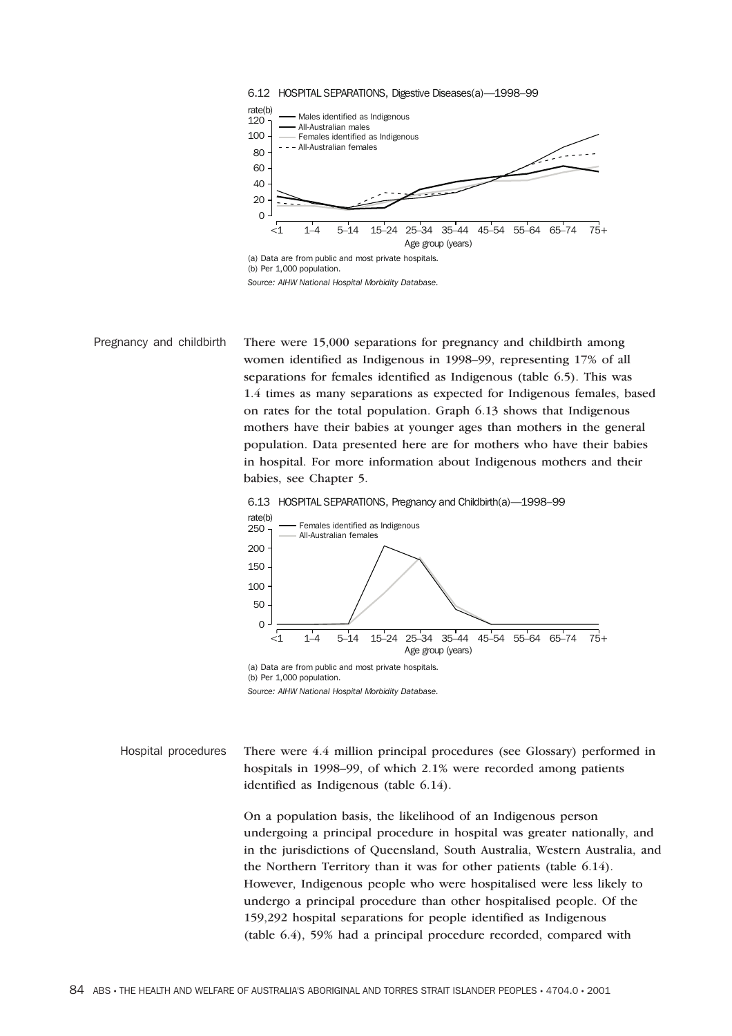6.12 HOSPITAL SEPARATIONS, Digestive Diseases(a)—1998–99

(a) Data are from public and most private hospitals.
(b) Per 1,000 population.
*Source: AIHW National Hospital Morbidity Database.*

## Pregnancy and childbirth

There were 15,000 separations for pregnancy and childbirth among women identified as Indigenous in 1998–99, representing 17% of all separations for females identified as Indigenous (table 6.5). This was 1.4 times as many separations as expected for Indigenous females, based on rates for the total population. Graph 6.13 shows that Indigenous mothers have their babies at younger ages than mothers in the general population. Data presented here are for mothers who have their babies in hospital. For more information about Indigenous mothers and their babies, see Chapter 5.

6.13 HOSPITAL SEPARATIONS, Pregnancy and Childbirth(a)—1998–99

(a) Data are from public and most private hospitals.
(b) Per 1,000 population.
*Source: AIHW National Hospital Morbidity Database.*

## Hospital procedures

There were 4.4 million principal procedures (see Glossary) performed in hospitals in 1998–99, of which 2.1% were recorded among patients identified as Indigenous (table 6.14).

On a population basis, the likelihood of an Indigenous person undergoing a principal procedure in hospital was greater nationally, and in the jurisdictions of Queensland, South Australia, Western Australia, and the Northern Territory than it was for other patients (table 6.14). However, Indigenous people who were hospitalised were less likely to undergo a principal procedure than other hospitalised people. Of the 159,292 hospital separations for people identified as Indigenous (table 6.4), 59% had a principal procedure recorded, compared with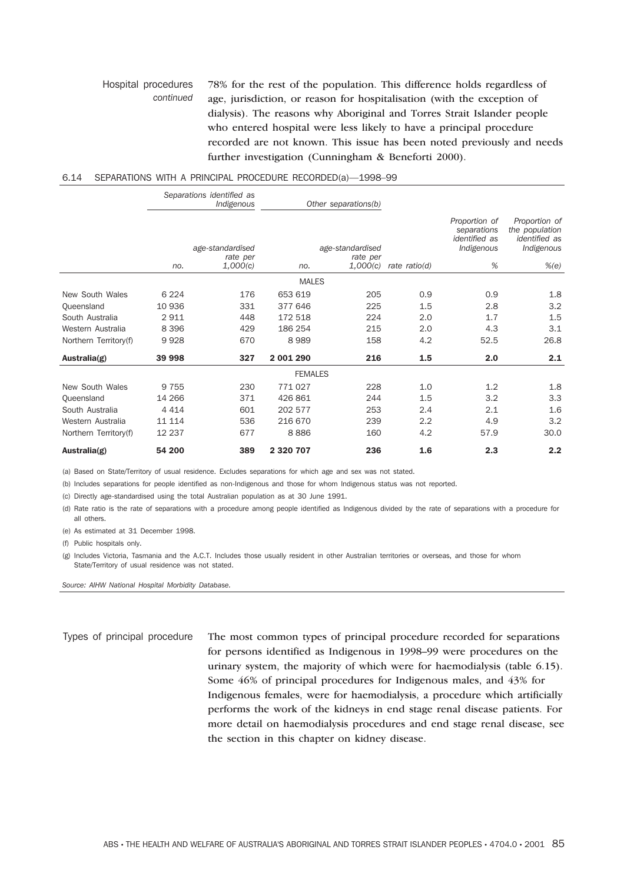Hospital procedures *continued*

78% for the rest of the population. This difference holds regardless of age, jurisdiction, or reason for hospitalisation (with the exception of dialysis). The reasons why Aboriginal and Torres Strait Islander people who entered hospital were less likely to have a principal procedure recorded are not known. This issue has been noted previously and needs further investigation (Cunningham & Beneforti 2000).

6.14 SEPARATIONS WITH A PRINCIPAL PROCEDURE RECORDED(a)—1998–99

| | *Separations identified as Indigenous* | | *Other separations(b)* | | | | |
|---|---|---|---|---|---|---|---|
| | *no.* | *age-standardised rate per 1,000(c)* | *no.* | *age-standardised rate per 1,000(c)* | *rate ratio(d)* | *Proportion of separations identified as Indigenous %* | *Proportion of the population identified as Indigenous %(e)* |
| | | | MALES | | | | |
| New South Wales | 6 224 | 176 | 653 619 | 205 | 0.9 | 0.9 | 1.8 |
| Queensland | 10 936 | 331 | 377 646 | 225 | 1.5 | 2.8 | 3.2 |
| South Australia | 2 911 | 448 | 172 518 | 224 | 2.0 | 1.7 | 1.5 |
| Western Australia | 8 396 | 429 | 186 254 | 215 | 2.0 | 4.3 | 3.1 |
| Northern Territory(f) | 9 928 | 670 | 8 989 | 158 | 4.2 | 52.5 | 26.8 |
| **Australia(g)** | **39 998** | **327** | **2 001 290** | **216** | **1.5** | **2.0** | **2.1** |
| | | | FEMALES | | | | |
| New South Wales | 9 755 | 230 | 771 027 | 228 | 1.0 | 1.2 | 1.8 |
| Queensland | 14 266 | 371 | 426 861 | 244 | 1.5 | 3.2 | 3.3 |
| South Australia | 4 414 | 601 | 202 577 | 253 | 2.4 | 2.1 | 1.6 |
| Western Australia | 11 114 | 536 | 216 670 | 239 | 2.2 | 4.9 | 3.2 |
| Northern Territory(f) | 12 237 | 677 | 8 886 | 160 | 4.2 | 57.9 | 30.0 |
| **Australia(g)** | **54 200** | **389** | **2 320 707** | **236** | **1.6** | **2.3** | **2.2** |

(a) Based on State/Territory of usual residence. Excludes separations for which age and sex was not stated.

(b) Includes separations for people identified as non-Indigenous and those for whom Indigenous status was not reported.

(c) Directly age-standardised using the total Australian population as at 30 June 1991.

(d) Rate ratio is the rate of separations with a procedure among people identified as Indigenous divided by the rate of separations with a procedure for all others.

(e) As estimated at 31 December 1998.

(f) Public hospitals only.

(g) Includes Victoria, Tasmania and the A.C.T. Includes those usually resident in other Australian territories or overseas, and those for whom State/Territory of usual residence was not stated.

*Source: AIHW National Hospital Morbidity Database.*

Types of principal procedure

The most common types of principal procedure recorded for separations for persons identified as Indigenous in 1998–99 were procedures on the urinary system, the majority of which were for haemodialysis (table 6.15). Some 46% of principal procedures for Indigenous males, and 43% for Indigenous females, were for haemodialysis, a procedure which artificially performs the work of the kidneys in end stage renal disease patients. For more detail on haemodialysis procedures and end stage renal disease, see the section in this chapter on kidney disease.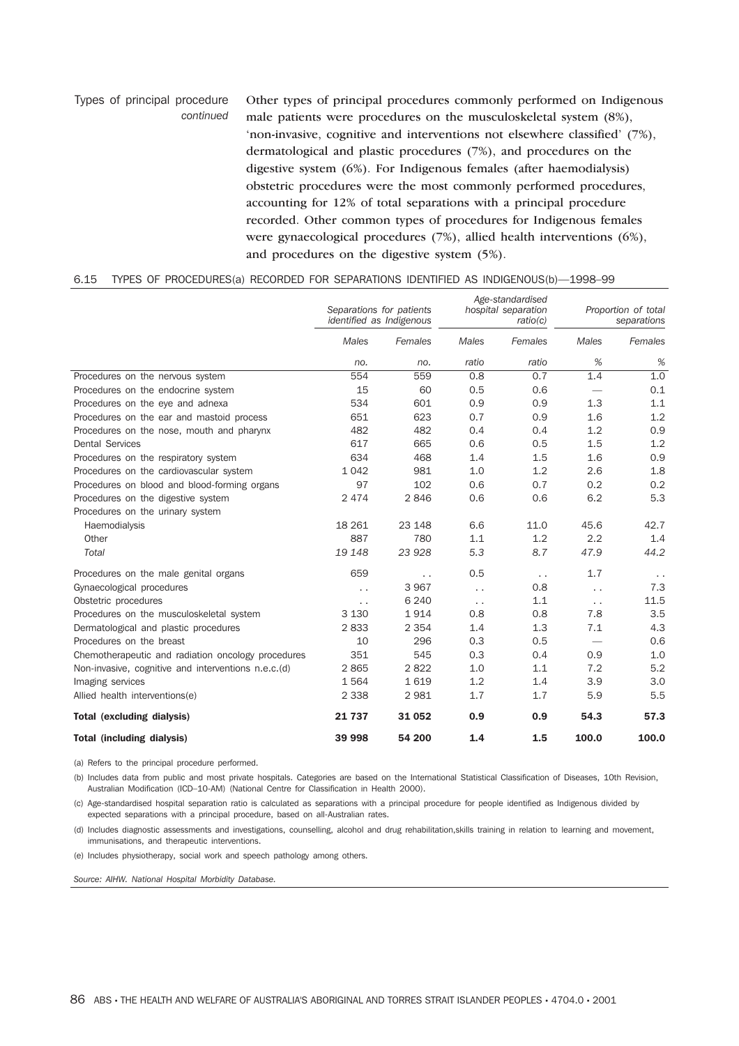Types of principal procedure *continued*

Other types of principal procedures commonly performed on Indigenous male patients were procedures on the musculoskeletal system (8%), 'non-invasive, cognitive and interventions not elsewhere classified' (7%), dermatological and plastic procedures (7%), and procedures on the digestive system (6%). For Indigenous females (after haemodialysis) obstetric procedures were the most commonly performed procedures, accounting for 12% of total separations with a principal procedure recorded. Other common types of procedures for Indigenous females were gynaecological procedures (7%), allied health interventions (6%), and procedures on the digestive system (5%).

6.15 TYPES OF PROCEDURES(a) RECORDED FOR SEPARATIONS IDENTIFIED AS INDIGENOUS(b)—1998–99

| | *Separations for patients identified as Indigenous* | | *Age-standardised hospital separation ratio(c)* | | *Proportion of total separations* | |
|---|---|---|---|---|---|---|
| | *Males* | *Females* | *Males* | *Females* | *Males* | *Females* |
| | *no.* | *no.* | *ratio* | *ratio* | *%* | *%* |
| Procedures on the nervous system | 554 | 559 | 0.8 | 0.7 | 1.4 | 1.0 |
| Procedures on the endocrine system | 15 | 60 | 0.5 | 0.6 | — | 0.1 |
| Procedures on the eye and adnexa | 534 | 601 | 0.9 | 0.9 | 1.3 | 1.1 |
| Procedures on the ear and mastoid process | 651 | 623 | 0.7 | 0.9 | 1.6 | 1.2 |
| Procedures on the nose, mouth and pharynx | 482 | 482 | 0.4 | 0.4 | 1.2 | 0.9 |
| Dental Services | 617 | 665 | 0.6 | 0.5 | 1.5 | 1.2 |
| Procedures on the respiratory system | 634 | 468 | 1.4 | 1.5 | 1.6 | 0.9 |
| Procedures on the cardiovascular system | 1 042 | 981 | 1.0 | 1.2 | 2.6 | 1.8 |
| Procedures on blood and blood-forming organs | 97 | 102 | 0.6 | 0.7 | 0.2 | 0.2 |
| Procedures on the digestive system | 2 474 | 2 846 | 0.6 | 0.6 | 6.2 | 5.3 |
| Procedures on the urinary system | | | | | | |
| Haemodialysis | 18 261 | 23 148 | 6.6 | 11.0 | 45.6 | 42.7 |
| Other | 887 | 780 | 1.1 | 1.2 | 2.2 | 1.4 |
| *Total* | *19 148* | *23 928* | *5.3* | *8.7* | *47.9* | *44.2* |
| Procedures on the male genital organs | 659 | . . | 0.5 | . . | 1.7 | . . |
| Gynaecological procedures | . . | 3 967 | . . | 0.8 | . . | 7.3 |
| Obstetric procedures | . . | 6 240 | . . | 1.1 | . . | 11.5 |
| Procedures on the musculoskeletal system | 3 130 | 1 914 | 0.8 | 0.8 | 7.8 | 3.5 |
| Dermatological and plastic procedures | 2 833 | 2 354 | 1.4 | 1.3 | 7.1 | 4.3 |
| Procedures on the breast | 10 | 296 | 0.3 | 0.5 | — | 0.6 |
| Chemotherapeutic and radiation oncology procedures | 351 | 545 | 0.3 | 0.4 | 0.9 | 1.0 |
| Non-invasive, cognitive and interventions n.e.c.(d) | 2 865 | 2 822 | 1.0 | 1.1 | 7.2 | 5.2 |
| Imaging services | 1 564 | 1 619 | 1.2 | 1.4 | 3.9 | 3.0 |
| Allied health interventions(e) | 2 338 | 2 981 | 1.7 | 1.7 | 5.9 | 5.5 |
| **Total (excluding dialysis)** | **21 737** | **31 052** | **0.9** | **0.9** | **54.3** | **57.3** |
| **Total (including dialysis)** | **39 998** | **54 200** | **1.4** | **1.5** | **100.0** | **100.0** |

(a) Refers to the principal procedure performed.

(b) Includes data from public and most private hospitals. Categories are based on the International Statistical Classification of Diseases, 10th Revision, Australian Modification (ICD–10-AM) (National Centre for Classification in Health 2000).

(c) Age-standardised hospital separation ratio is calculated as separations with a principal procedure for people identified as Indigenous divided by expected separations with a principal procedure, based on all-Australian rates.

(d) Includes diagnostic assessments and investigations, counselling, alcohol and drug rehabilitation,skills training in relation to learning and movement, immunisations, and therapeutic interventions.

(e) Includes physiotherapy, social work and speech pathology among others.

*Source: AIHW. National Hospital Morbidity Database.*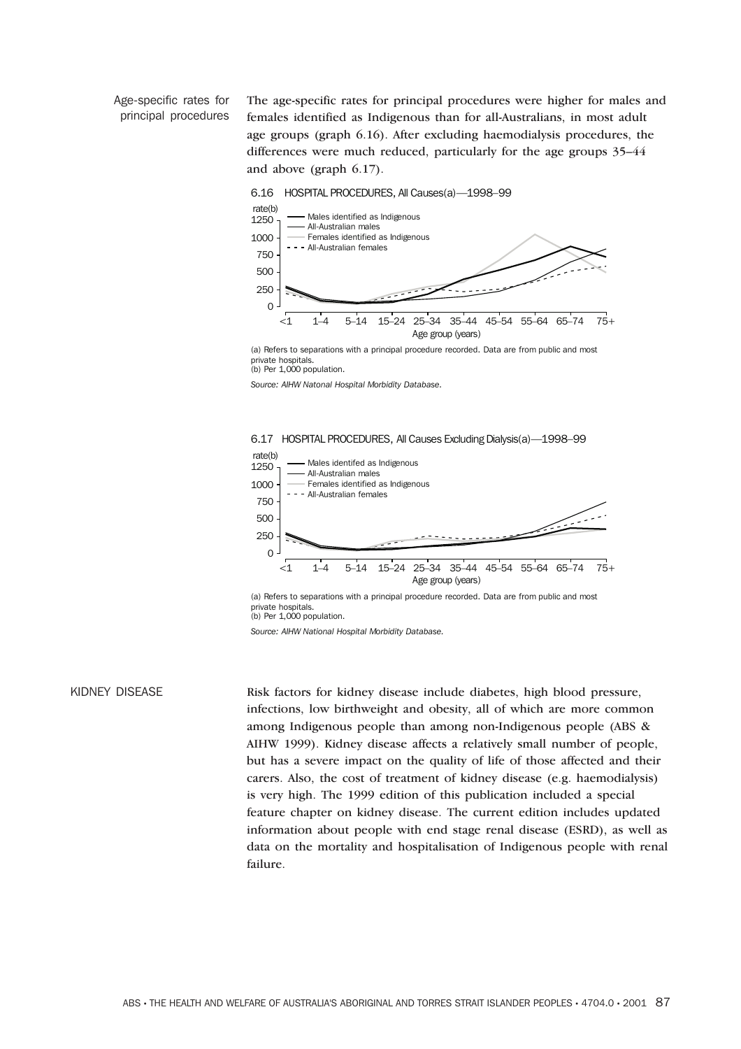## Age-specific rates for principal procedures

The age-specific rates for principal procedures were higher for males and females identified as Indigenous than for all-Australians, in most adult age groups (graph 6.16). After excluding haemodialysis procedures, the differences were much reduced, particularly for the age groups 35–44 and above (graph 6.17).

6.16 HOSPITAL PROCEDURES, All Causes(a)—1998–99

rate(b)

Males identified as Indigenous
All-Australian males
Females identified as Indigenous
All-Australian females

Age group (years): <1, 1–4, 5–14, 15–24, 25–34, 35–44, 45–54, 55–64, 65–74, 75+

(a) Refers to separations with a principal procedure recorded. Data are from public and most private hospitals.
(b) Per 1,000 population.

*Source: AIHW Natonal Hospital Morbidity Database.*

6.17 HOSPITAL PROCEDURES, All Causes Excluding Dialysis(a)—1998–99

rate(b)

Males identifed as Indigenous
All-Australian males
Females identified as Indigenous
All-Australian females

Age group (years): <1, 1–4, 5–14, 15–24, 25–34, 35–44, 45–54, 55–64, 65–74, 75+

(a) Refers to separations with a principal procedure recorded. Data are from public and most private hospitals.
(b) Per 1,000 population.

*Source: AIHW National Hospital Morbidity Database.*

## KIDNEY DISEASE

Risk factors for kidney disease include diabetes, high blood pressure, infections, low birthweight and obesity, all of which are more common among Indigenous people than among non-Indigenous people (ABS & AIHW 1999). Kidney disease affects a relatively small number of people, but has a severe impact on the quality of life of those affected and their carers. Also, the cost of treatment of kidney disease (e.g. haemodialysis) is very high. The 1999 edition of this publication included a special feature chapter on kidney disease. The current edition includes updated information about people with end stage renal disease (ESRD), as well as data on the mortality and hospitalisation of Indigenous people with renal failure.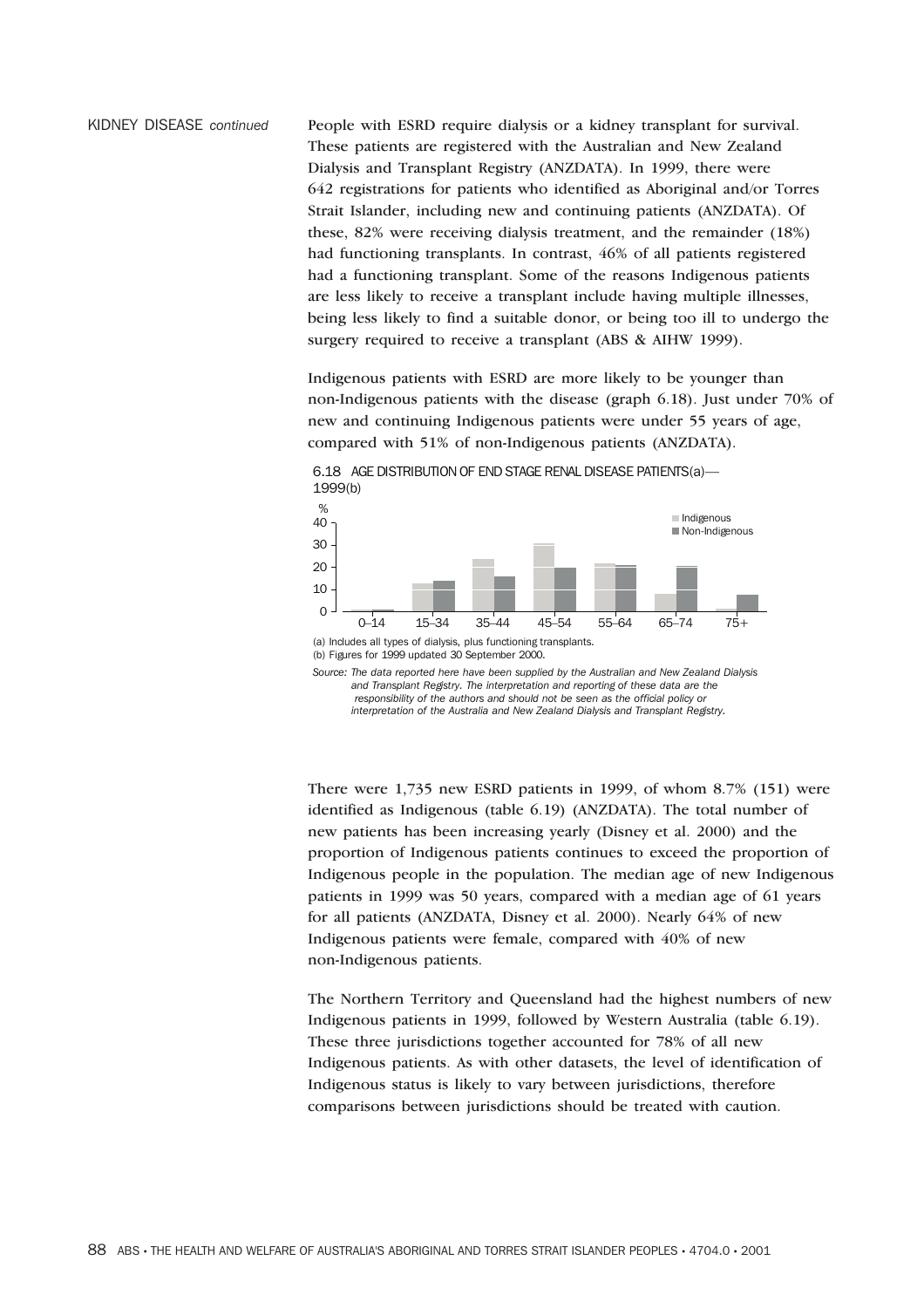KIDNEY DISEASE *continued*

People with ESRD require dialysis or a kidney transplant for survival. These patients are registered with the Australian and New Zealand Dialysis and Transplant Registry (ANZDATA). In 1999, there were 642 registrations for patients who identified as Aboriginal and/or Torres Strait Islander, including new and continuing patients (ANZDATA). Of these, 82% were receiving dialysis treatment, and the remainder (18%) had functioning transplants. In contrast, 46% of all patients registered had a functioning transplant. Some of the reasons Indigenous patients are less likely to receive a transplant include having multiple illnesses, being less likely to find a suitable donor, or being too ill to undergo the surgery required to receive a transplant (ABS & AIHW 1999).

Indigenous patients with ESRD are more likely to be younger than non-Indigenous patients with the disease (graph 6.18). Just under 70% of new and continuing Indigenous patients were under 55 years of age, compared with 51% of non-Indigenous patients (ANZDATA).

6.18 AGE DISTRIBUTION OF END STAGE RENAL DISEASE PATIENTS(a)—1999(b)

(a) Includes all types of dialysis, plus functioning transplants.
(b) Figures for 1999 updated 30 September 2000.

*Source: The data reported here have been supplied by the Australian and New Zealand Dialysis and Transplant Registry. The interpretation and reporting of these data are the responsibility of the authors and should not be seen as the official policy or interpretation of the Australia and New Zealand Dialysis and Transplant Registry.*

There were 1,735 new ESRD patients in 1999, of whom 8.7% (151) were identified as Indigenous (table 6.19) (ANZDATA). The total number of new patients has been increasing yearly (Disney et al. 2000) and the proportion of Indigenous patients continues to exceed the proportion of Indigenous people in the population. The median age of new Indigenous patients in 1999 was 50 years, compared with a median age of 61 years for all patients (ANZDATA, Disney et al. 2000). Nearly 64% of new Indigenous patients were female, compared with 40% of new non-Indigenous patients.

The Northern Territory and Queensland had the highest numbers of new Indigenous patients in 1999, followed by Western Australia (table 6.19). These three jurisdictions together accounted for 78% of all new Indigenous patients. As with other datasets, the level of identification of Indigenous status is likely to vary between jurisdictions, therefore comparisons between jurisdictions should be treated with caution.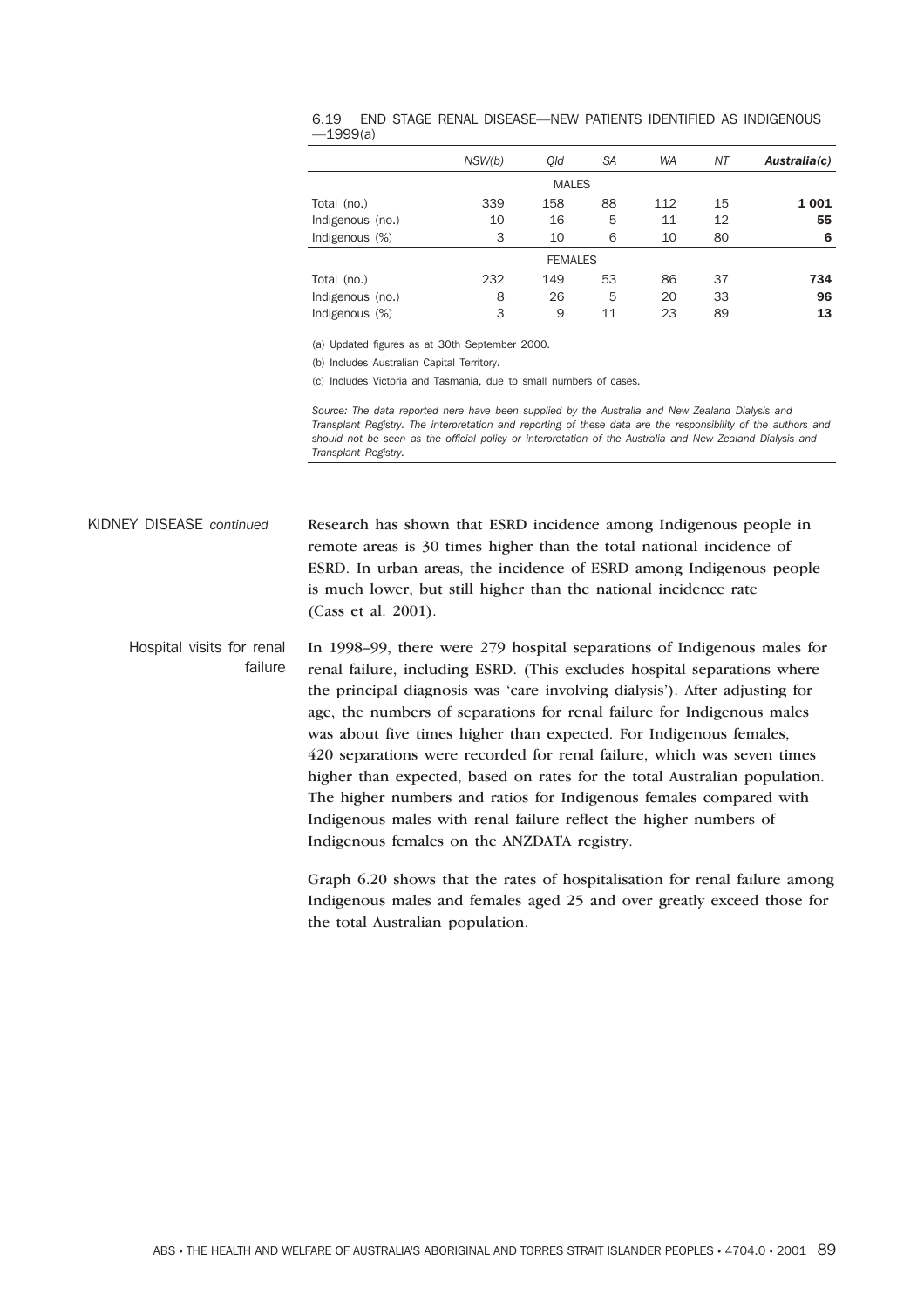6.19 END STAGE RENAL DISEASE—NEW PATIENTS IDENTIFIED AS INDIGENOUS —1999(a)

| | *NSW(b)* | *Qld* | *SA* | *WA* | *NT* | ***Australia(c)*** |
|---|---|---|---|---|---|---|
| | | | MALES | | | |
| Total (no.) | 339 | 158 | 88 | 112 | 15 | **1 001** |
| Indigenous (no.) | 10 | 16 | 5 | 11 | 12 | **55** |
| Indigenous (%) | 3 | 10 | 6 | 10 | 80 | **6** |
| | | | FEMALES | | | |
| Total (no.) | 232 | 149 | 53 | 86 | 37 | **734** |
| Indigenous (no.) | 8 | 26 | 5 | 20 | 33 | **96** |
| Indigenous (%) | 3 | 9 | 11 | 23 | 89 | **13** |

(a) Updated figures as at 30th September 2000.

(b) Includes Australian Capital Territory.

(c) Includes Victoria and Tasmania, due to small numbers of cases.

*Source: The data reported here have been supplied by the Australia and New Zealand Dialysis and Transplant Registry. The interpretation and reporting of these data are the responsibility of the authors and should not be seen as the official policy or interpretation of the Australia and New Zealand Dialysis and Transplant Registry.*

## KIDNEY DISEASE *continued*

Research has shown that ESRD incidence among Indigenous people in remote areas is 30 times higher than the total national incidence of ESRD. In urban areas, the incidence of ESRD among Indigenous people is much lower, but still higher than the national incidence rate (Cass et al. 2001).

### Hospital visits for renal failure

In 1998–99, there were 279 hospital separations of Indigenous males for renal failure, including ESRD. (This excludes hospital separations where the principal diagnosis was 'care involving dialysis'). After adjusting for age, the numbers of separations for renal failure for Indigenous males was about five times higher than expected. For Indigenous females, 420 separations were recorded for renal failure, which was seven times higher than expected, based on rates for the total Australian population. The higher numbers and ratios for Indigenous females compared with Indigenous males with renal failure reflect the higher numbers of Indigenous females on the ANZDATA registry.

Graph 6.20 shows that the rates of hospitalisation for renal failure among Indigenous males and females aged 25 and over greatly exceed those for the total Australian population.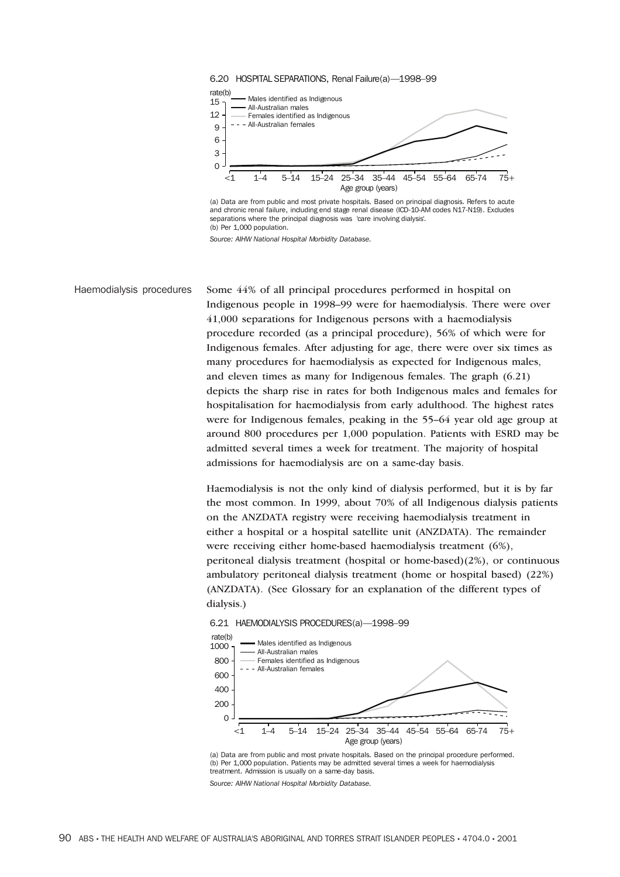6.20 HOSPITAL SEPARATIONS, Renal Failure(a)—1998–99

(a) Data are from public and most private hospitals. Based on principal diagnosis. Refers to acute and chronic renal failure, including end stage renal disease (ICD-10-AM codes N17-N19). Excludes separations where the principal diagnosis was 'care involving dialysis'.
(b) Per 1,000 population.

*Source: AIHW National Hospital Morbidity Database.*

## Haemodialysis procedures

Some 44% of all principal procedures performed in hospital on Indigenous people in 1998–99 were for haemodialysis. There were over 41,000 separations for Indigenous persons with a haemodialysis procedure recorded (as a principal procedure), 56% of which were for Indigenous females. After adjusting for age, there were over six times as many procedures for haemodialysis as expected for Indigenous males, and eleven times as many for Indigenous females. The graph (6.21) depicts the sharp rise in rates for both Indigenous males and females for hospitalisation for haemodialysis from early adulthood. The highest rates were for Indigenous females, peaking in the 55–64 year old age group at around 800 procedures per 1,000 population. Patients with ESRD may be admitted several times a week for treatment. The majority of hospital admissions for haemodialysis are on a same-day basis.

Haemodialysis is not the only kind of dialysis performed, but it is by far the most common. In 1999, about 70% of all Indigenous dialysis patients on the ANZDATA registry were receiving haemodialysis treatment in either a hospital or a hospital satellite unit (ANZDATA). The remainder were receiving either home-based haemodialysis treatment (6%), peritoneal dialysis treatment (hospital or home-based)(2%), or continuous ambulatory peritoneal dialysis treatment (home or hospital based) (22%) (ANZDATA). (See Glossary for an explanation of the different types of dialysis.)

6.21 HAEMODIALYSIS PROCEDURES(a)—1998–99

(a) Data are from public and most private hospitals. Based on the principal procedure performed.
(b) Per 1,000 population. Patients may be admitted several times a week for haemodialysis treatment. Admission is usually on a same-day basis.

*Source: AIHW National Hospital Morbidity Database.*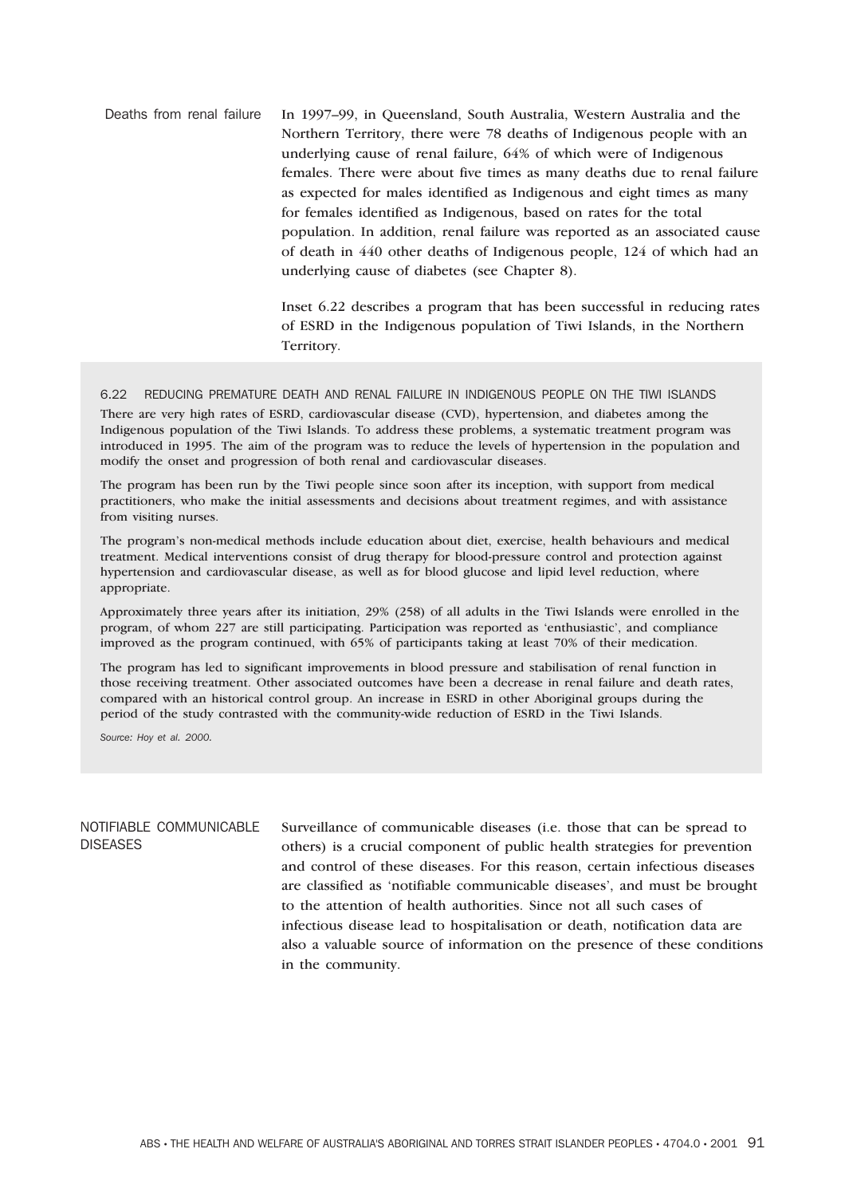#### Deaths from renal failure

In 1997–99, in Queensland, South Australia, Western Australia and the Northern Territory, there were 78 deaths of Indigenous people with an underlying cause of renal failure, 64% of which were of Indigenous females. There were about five times as many deaths due to renal failure as expected for males identified as Indigenous and eight times as many for females identified as Indigenous, based on rates for the total population. In addition, renal failure was reported as an associated cause of death in 440 other deaths of Indigenous people, 124 of which had an underlying cause of diabetes (see Chapter 8).

Inset 6.22 describes a program that has been successful in reducing rates of ESRD in the Indigenous population of Tiwi Islands, in the Northern Territory.

**6.22 REDUCING PREMATURE DEATH AND RENAL FAILURE IN INDIGENOUS PEOPLE ON THE TIWI ISLANDS**

There are very high rates of ESRD, cardiovascular disease (CVD), hypertension, and diabetes among the Indigenous population of the Tiwi Islands. To address these problems, a systematic treatment program was introduced in 1995. The aim of the program was to reduce the levels of hypertension in the population and modify the onset and progression of both renal and cardiovascular diseases.

The program has been run by the Tiwi people since soon after its inception, with support from medical practitioners, who make the initial assessments and decisions about treatment regimes, and with assistance from visiting nurses.

The program's non-medical methods include education about diet, exercise, health behaviours and medical treatment. Medical interventions consist of drug therapy for blood-pressure control and protection against hypertension and cardiovascular disease, as well as for blood glucose and lipid level reduction, where appropriate.

Approximately three years after its initiation, 29% (258) of all adults in the Tiwi Islands were enrolled in the program, of whom 227 are still participating. Participation was reported as 'enthusiastic', and compliance improved as the program continued, with 65% of participants taking at least 70% of their medication.

The program has led to significant improvements in blood pressure and stabilisation of renal function in those receiving treatment. Other associated outcomes have been a decrease in renal failure and death rates, compared with an historical control group. An increase in ESRD in other Aboriginal groups during the period of the study contrasted with the community-wide reduction of ESRD in the Tiwi Islands.

*Source: Hoy et al. 2000.*

### NOTIFIABLE COMMUNICABLE DISEASES

Surveillance of communicable diseases (i.e. those that can be spread to others) is a crucial component of public health strategies for prevention and control of these diseases. For this reason, certain infectious diseases are classified as 'notifiable communicable diseases', and must be brought to the attention of health authorities. Since not all such cases of infectious disease lead to hospitalisation or death, notification data are also a valuable source of information on the presence of these conditions in the community.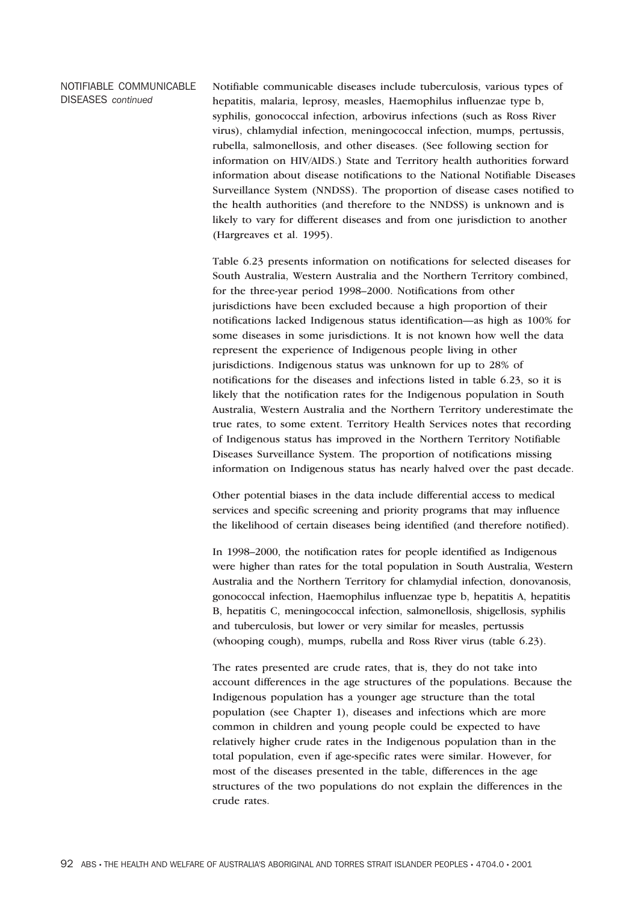## NOTIFIABLE COMMUNICABLE DISEASES *continued*

Notifiable communicable diseases include tuberculosis, various types of hepatitis, malaria, leprosy, measles, Haemophilus influenzae type b, syphilis, gonococcal infection, arbovirus infections (such as Ross River virus), chlamydial infection, meningococcal infection, mumps, pertussis, rubella, salmonellosis, and other diseases. (See following section for information on HIV/AIDS.) State and Territory health authorities forward information about disease notifications to the National Notifiable Diseases Surveillance System (NNDSS). The proportion of disease cases notified to the health authorities (and therefore to the NNDSS) is unknown and is likely to vary for different diseases and from one jurisdiction to another (Hargreaves et al. 1995).

Table 6.23 presents information on notifications for selected diseases for South Australia, Western Australia and the Northern Territory combined, for the three-year period 1998–2000. Notifications from other jurisdictions have been excluded because a high proportion of their notifications lacked Indigenous status identification—as high as 100% for some diseases in some jurisdictions. It is not known how well the data represent the experience of Indigenous people living in other jurisdictions. Indigenous status was unknown for up to 28% of notifications for the diseases and infections listed in table 6.23, so it is likely that the notification rates for the Indigenous population in South Australia, Western Australia and the Northern Territory underestimate the true rates, to some extent. Territory Health Services notes that recording of Indigenous status has improved in the Northern Territory Notifiable Diseases Surveillance System. The proportion of notifications missing information on Indigenous status has nearly halved over the past decade.

Other potential biases in the data include differential access to medical services and specific screening and priority programs that may influence the likelihood of certain diseases being identified (and therefore notified).

In 1998–2000, the notification rates for people identified as Indigenous were higher than rates for the total population in South Australia, Western Australia and the Northern Territory for chlamydial infection, donovanosis, gonococcal infection, Haemophilus influenzae type b, hepatitis A, hepatitis B, hepatitis C, meningococcal infection, salmonellosis, shigellosis, syphilis and tuberculosis, but lower or very similar for measles, pertussis (whooping cough), mumps, rubella and Ross River virus (table 6.23).

The rates presented are crude rates, that is, they do not take into account differences in the age structures of the populations. Because the Indigenous population has a younger age structure than the total population (see Chapter 1), diseases and infections which are more common in children and young people could be expected to have relatively higher crude rates in the Indigenous population than in the total population, even if age-specific rates were similar. However, for most of the diseases presented in the table, differences in the age structures of the two populations do not explain the differences in the crude rates.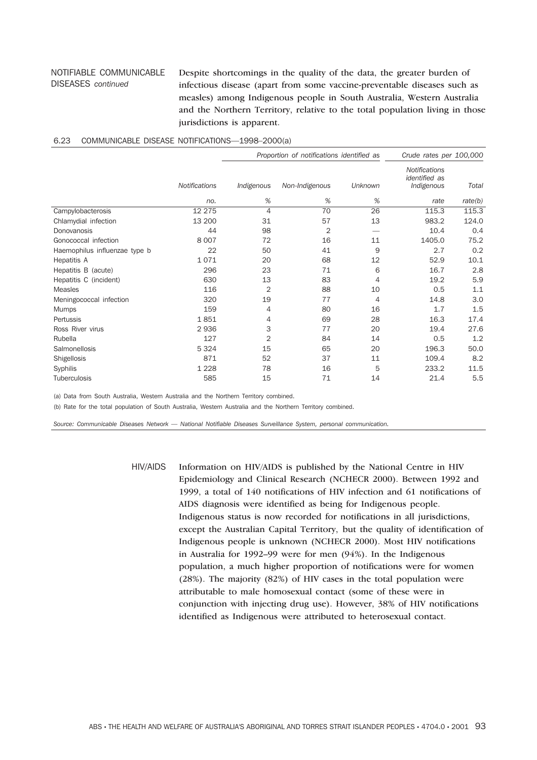## NOTIFIABLE COMMUNICABLE DISEASES *continued*

Despite shortcomings in the quality of the data, the greater burden of infectious disease (apart from some vaccine-preventable diseases such as measles) among Indigenous people in South Australia, Western Australia and the Northern Territory, relative to the total population living in those jurisdictions is apparent.

### 6.23 COMMUNICABLE DISEASE NOTIFICATIONS—1998–2000(a)

| | | *Proportion of notifications identified as* | | | *Crude rates per 100,000* | |
|---|---|---|---|---|---|---|
| | *Notifications* | *Indigenous* | *Non-Indigenous* | *Unknown* | *Notifications identified as Indigenous* | *Total* |
| | *no.* | *%* | *%* | *%* | *rate* | *rate(b)* |
| Campylobacterosis | 12 275 | 4 | 70 | 26 | 115.3 | 115.3 |
| Chlamydial infection | 13 200 | 31 | 57 | 13 | 983.2 | 124.0 |
| Donovanosis | 44 | 98 | 2 | — | 10.4 | 0.4 |
| Gonococcal infection | 8 007 | 72 | 16 | 11 | 1405.0 | 75.2 |
| Haemophilus influenzae type b | 22 | 50 | 41 | 9 | 2.7 | 0.2 |
| Hepatitis A | 1 071 | 20 | 68 | 12 | 52.9 | 10.1 |
| Hepatitis B (acute) | 296 | 23 | 71 | 6 | 16.7 | 2.8 |
| Hepatitis C (incident) | 630 | 13 | 83 | 4 | 19.2 | 5.9 |
| Measles | 116 | 2 | 88 | 10 | 0.5 | 1.1 |
| Meningococcal infection | 320 | 19 | 77 | 4 | 14.8 | 3.0 |
| Mumps | 159 | 4 | 80 | 16 | 1.7 | 1.5 |
| Pertussis | 1 851 | 4 | 69 | 28 | 16.3 | 17.4 |
| Ross River virus | 2 936 | 3 | 77 | 20 | 19.4 | 27.6 |
| Rubella | 127 | 2 | 84 | 14 | 0.5 | 1.2 |
| Salmonellosis | 5 324 | 15 | 65 | 20 | 196.3 | 50.0 |
| Shigellosis | 871 | 52 | 37 | 11 | 109.4 | 8.2 |
| Syphilis | 1 228 | 78 | 16 | 5 | 233.2 | 11.5 |
| Tuberculosis | 585 | 15 | 71 | 14 | 21.4 | 5.5 |

(a) Data from South Australia, Western Australia and the Northern Territory combined.

(b) Rate for the total population of South Australia, Western Australia and the Northern Territory combined.

*Source: Communicable Diseases Network — National Notifiable Diseases Surveillance System, personal communication.*

## HIV/AIDS

Information on HIV/AIDS is published by the National Centre in HIV Epidemiology and Clinical Research (NCHECR 2000). Between 1992 and 1999, a total of 140 notifications of HIV infection and 61 notifications of AIDS diagnosis were identified as being for Indigenous people. Indigenous status is now recorded for notifications in all jurisdictions, except the Australian Capital Territory, but the quality of identification of Indigenous people is unknown (NCHECR 2000). Most HIV notifications in Australia for 1992–99 were for men (94%). In the Indigenous population, a much higher proportion of notifications were for women (28%). The majority (82%) of HIV cases in the total population were attributable to male homosexual contact (some of these were in conjunction with injecting drug use). However, 38% of HIV notifications identified as Indigenous were attributed to heterosexual contact.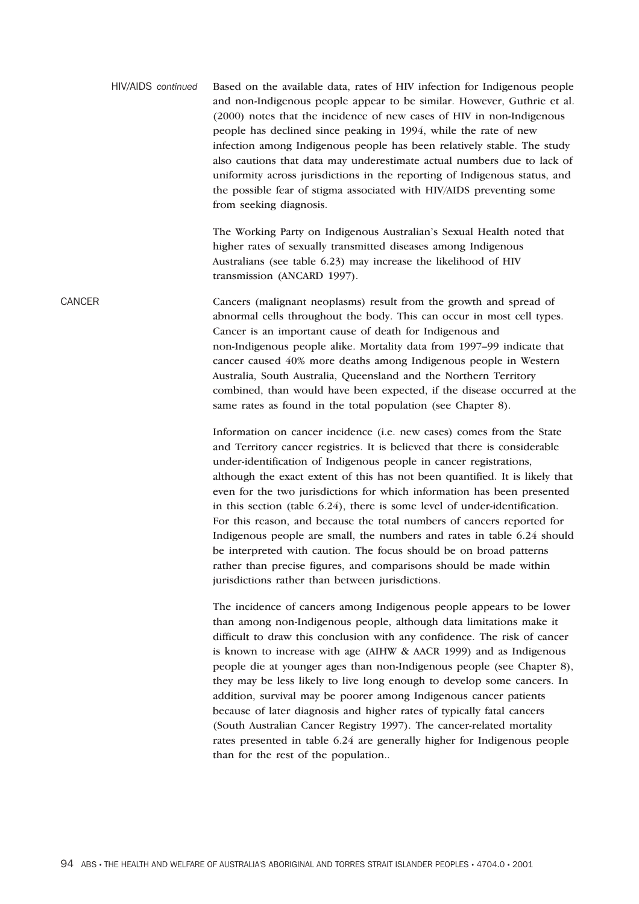## HIV/AIDS *continued*

Based on the available data, rates of HIV infection for Indigenous people and non-Indigenous people appear to be similar. However, Guthrie et al. (2000) notes that the incidence of new cases of HIV in non-Indigenous people has declined since peaking in 1994, while the rate of new infection among Indigenous people has been relatively stable. The study also cautions that data may underestimate actual numbers due to lack of uniformity across jurisdictions in the reporting of Indigenous status, and the possible fear of stigma associated with HIV/AIDS preventing some from seeking diagnosis.

The Working Party on Indigenous Australian's Sexual Health noted that higher rates of sexually transmitted diseases among Indigenous Australians (see table 6.23) may increase the likelihood of HIV transmission (ANCARD 1997).

## CANCER

Cancers (malignant neoplasms) result from the growth and spread of abnormal cells throughout the body. This can occur in most cell types. Cancer is an important cause of death for Indigenous and non-Indigenous people alike. Mortality data from 1997–99 indicate that cancer caused 40% more deaths among Indigenous people in Western Australia, South Australia, Queensland and the Northern Territory combined, than would have been expected, if the disease occurred at the same rates as found in the total population (see Chapter 8).

Information on cancer incidence (i.e. new cases) comes from the State and Territory cancer registries. It is believed that there is considerable under-identification of Indigenous people in cancer registrations, although the exact extent of this has not been quantified. It is likely that even for the two jurisdictions for which information has been presented in this section (table 6.24), there is some level of under-identification. For this reason, and because the total numbers of cancers reported for Indigenous people are small, the numbers and rates in table 6.24 should be interpreted with caution. The focus should be on broad patterns rather than precise figures, and comparisons should be made within jurisdictions rather than between jurisdictions.

The incidence of cancers among Indigenous people appears to be lower than among non-Indigenous people, although data limitations make it difficult to draw this conclusion with any confidence. The risk of cancer is known to increase with age (AIHW & AACR 1999) and as Indigenous people die at younger ages than non-Indigenous people (see Chapter 8), they may be less likely to live long enough to develop some cancers. In addition, survival may be poorer among Indigenous cancer patients because of later diagnosis and higher rates of typically fatal cancers (South Australian Cancer Registry 1997). The cancer-related mortality rates presented in table 6.24 are generally higher for Indigenous people than for the rest of the population..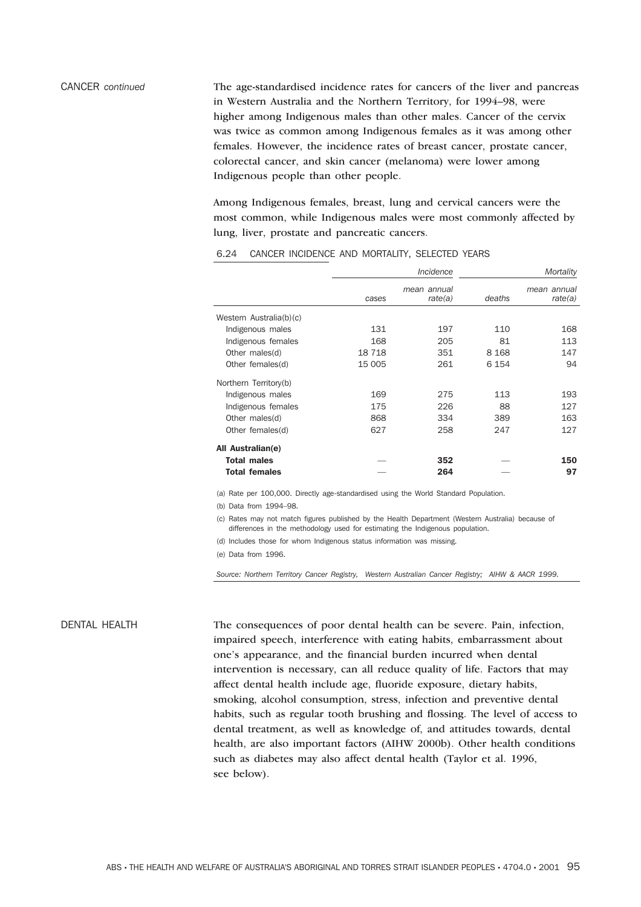## CANCER *continued*

The age-standardised incidence rates for cancers of the liver and pancreas in Western Australia and the Northern Territory, for 1994–98, were higher among Indigenous males than other males. Cancer of the cervix was twice as common among Indigenous females as it was among other females. However, the incidence rates of breast cancer, prostate cancer, colorectal cancer, and skin cancer (melanoma) were lower among Indigenous people than other people.

Among Indigenous females, breast, lung and cervical cancers were the most common, while Indigenous males were most commonly affected by lung, liver, prostate and pancreatic cancers.

6.24 CANCER INCIDENCE AND MORTALITY, SELECTED YEARS

| | *Incidence* | | *Mortality* | |
|---|---|---|---|---|
| | *cases* | *mean annual rate(a)* | *deaths* | *mean annual rate(a)* |
| Western Australia(b)(c) | | | | |
| Indigenous males | 131 | 197 | 110 | 168 |
| Indigenous females | 168 | 205 | 81 | 113 |
| Other males(d) | 18 718 | 351 | 8 168 | 147 |
| Other females(d) | 15 005 | 261 | 6 154 | 94 |
| Northern Territory(b) | | | | |
| Indigenous males | 169 | 275 | 113 | 193 |
| Indigenous females | 175 | 226 | 88 | 127 |
| Other males(d) | 868 | 334 | 389 | 163 |
| Other females(d) | 627 | 258 | 247 | 127 |
| **All Australian(e)** | | | | |
| **Total males** | — | **352** | — | **150** |
| **Total females** | — | **264** | — | **97** |

(a) Rate per 100,000. Directly age-standardised using the World Standard Population.

(b) Data from 1994–98.

(c) Rates may not match figures published by the Health Department (Western Australia) because of differences in the methodology used for estimating the Indigenous population.

(d) Includes those for whom Indigenous status information was missing.

(e) Data from 1996.

*Source: Northern Territory Cancer Registry, Western Australian Cancer Registry; AIHW & AACR 1999.*

## DENTAL HEALTH

The consequences of poor dental health can be severe. Pain, infection, impaired speech, interference with eating habits, embarrassment about one's appearance, and the financial burden incurred when dental intervention is necessary, can all reduce quality of life. Factors that may affect dental health include age, fluoride exposure, dietary habits, smoking, alcohol consumption, stress, infection and preventive dental habits, such as regular tooth brushing and flossing. The level of access to dental treatment, as well as knowledge of, and attitudes towards, dental health, are also important factors (AIHW 2000b). Other health conditions such as diabetes may also affect dental health (Taylor et al. 1996, see below).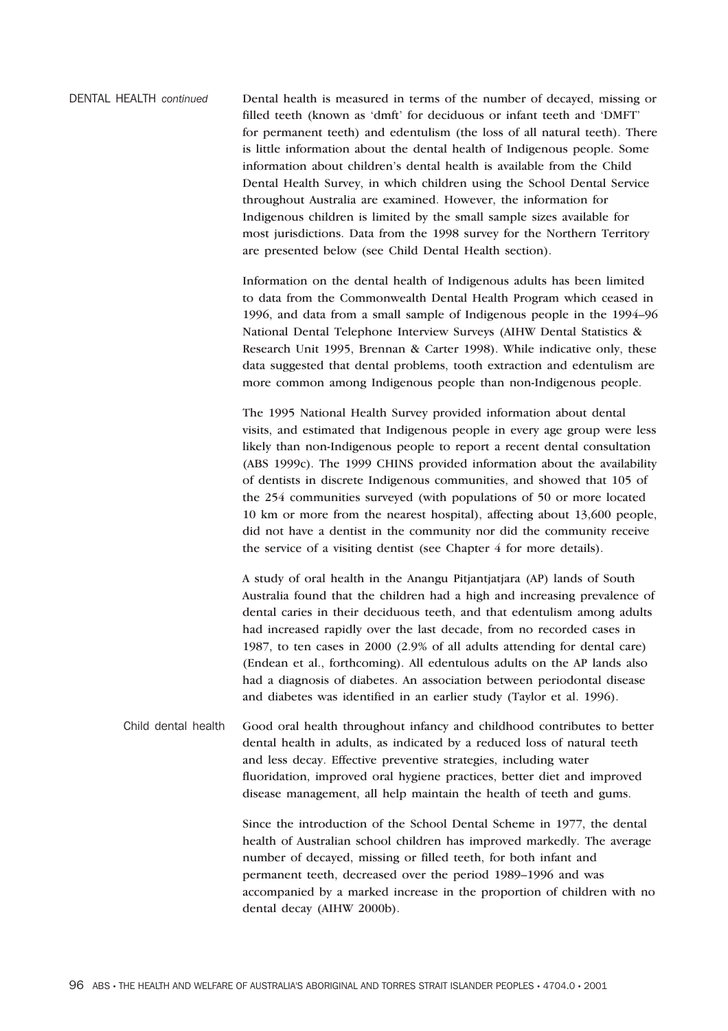## DENTAL HEALTH *continued*

Dental health is measured in terms of the number of decayed, missing or filled teeth (known as 'dmft' for deciduous or infant teeth and 'DMFT' for permanent teeth) and edentulism (the loss of all natural teeth). There is little information about the dental health of Indigenous people. Some information about children's dental health is available from the Child Dental Health Survey, in which children using the School Dental Service throughout Australia are examined. However, the information for Indigenous children is limited by the small sample sizes available for most jurisdictions. Data from the 1998 survey for the Northern Territory are presented below (see Child Dental Health section).

Information on the dental health of Indigenous adults has been limited to data from the Commonwealth Dental Health Program which ceased in 1996, and data from a small sample of Indigenous people in the 1994–96 National Dental Telephone Interview Surveys (AIHW Dental Statistics & Research Unit 1995, Brennan & Carter 1998). While indicative only, these data suggested that dental problems, tooth extraction and edentulism are more common among Indigenous people than non-Indigenous people.

The 1995 National Health Survey provided information about dental visits, and estimated that Indigenous people in every age group were less likely than non-Indigenous people to report a recent dental consultation (ABS 1999c). The 1999 CHINS provided information about the availability of dentists in discrete Indigenous communities, and showed that 105 of the 254 communities surveyed (with populations of 50 or more located 10 km or more from the nearest hospital), affecting about 13,600 people, did not have a dentist in the community nor did the community receive the service of a visiting dentist (see Chapter 4 for more details).

A study of oral health in the Anangu Pitjantjatjara (AP) lands of South Australia found that the children had a high and increasing prevalence of dental caries in their deciduous teeth, and that edentulism among adults had increased rapidly over the last decade, from no recorded cases in 1987, to ten cases in 2000 (2.9% of all adults attending for dental care) (Endean et al., forthcoming). All edentulous adults on the AP lands also had a diagnosis of diabetes. An association between periodontal disease and diabetes was identified in an earlier study (Taylor et al. 1996).

### Child dental health

Good oral health throughout infancy and childhood contributes to better dental health in adults, as indicated by a reduced loss of natural teeth and less decay. Effective preventive strategies, including water fluoridation, improved oral hygiene practices, better diet and improved disease management, all help maintain the health of teeth and gums.

Since the introduction of the School Dental Scheme in 1977, the dental health of Australian school children has improved markedly. The average number of decayed, missing or filled teeth, for both infant and permanent teeth, decreased over the period 1989–1996 and was accompanied by a marked increase in the proportion of children with no dental decay (AIHW 2000b).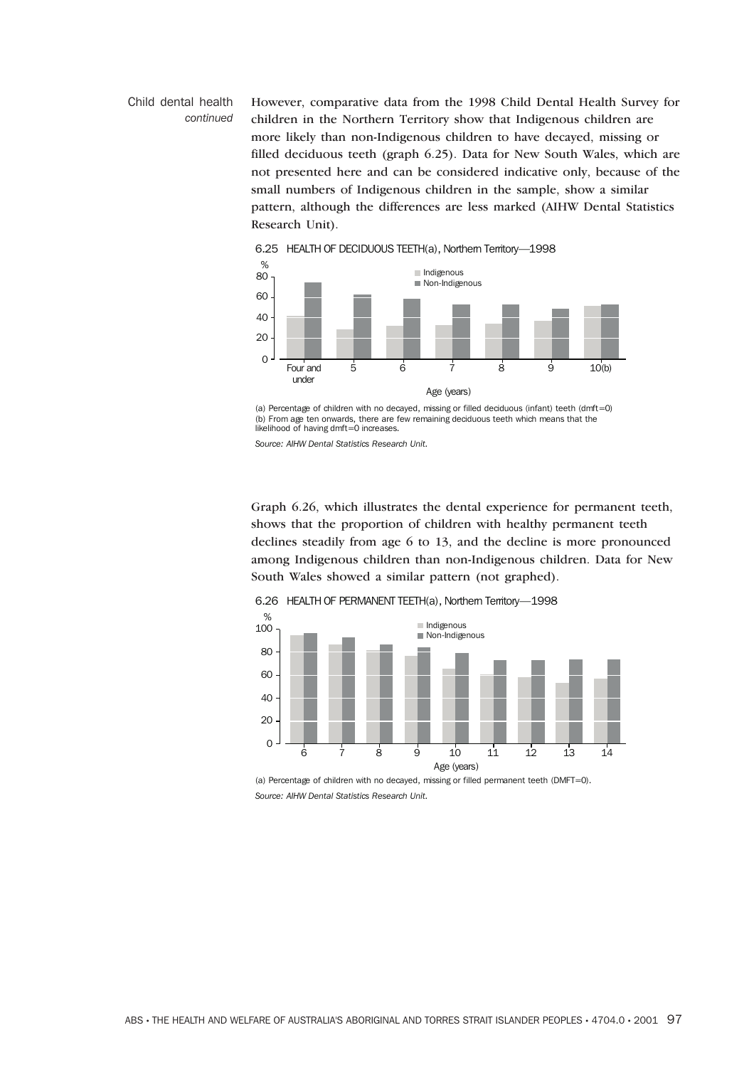Child dental health *continued*

However, comparative data from the 1998 Child Dental Health Survey for children in the Northern Territory show that Indigenous children are more likely than non-Indigenous children to have decayed, missing or filled deciduous teeth (graph 6.25). Data for New South Wales, which are not presented here and can be considered indicative only, because of the small numbers of Indigenous children in the sample, show a similar pattern, although the differences are less marked (AIHW Dental Statistics Research Unit).

6.25 HEALTH OF DECIDUOUS TEETH(a), Northern Territory—1998

(a) Percentage of children with no decayed, missing or filled deciduous (infant) teeth (dmft=0)
(b) From age ten onwards, there are few remaining deciduous teeth which means that the likelihood of having dmft=0 increases.

*Source: AIHW Dental Statistics Research Unit.*

Graph 6.26, which illustrates the dental experience for permanent teeth, shows that the proportion of children with healthy permanent teeth declines steadily from age 6 to 13, and the decline is more pronounced among Indigenous children than non-Indigenous children. Data for New South Wales showed a similar pattern (not graphed).

6.26 HEALTH OF PERMANENT TEETH(a), Northern Territory—1998

(a) Percentage of children with no decayed, missing or filled permanent teeth (DMFT=0).

*Source: AIHW Dental Statistics Research Unit.*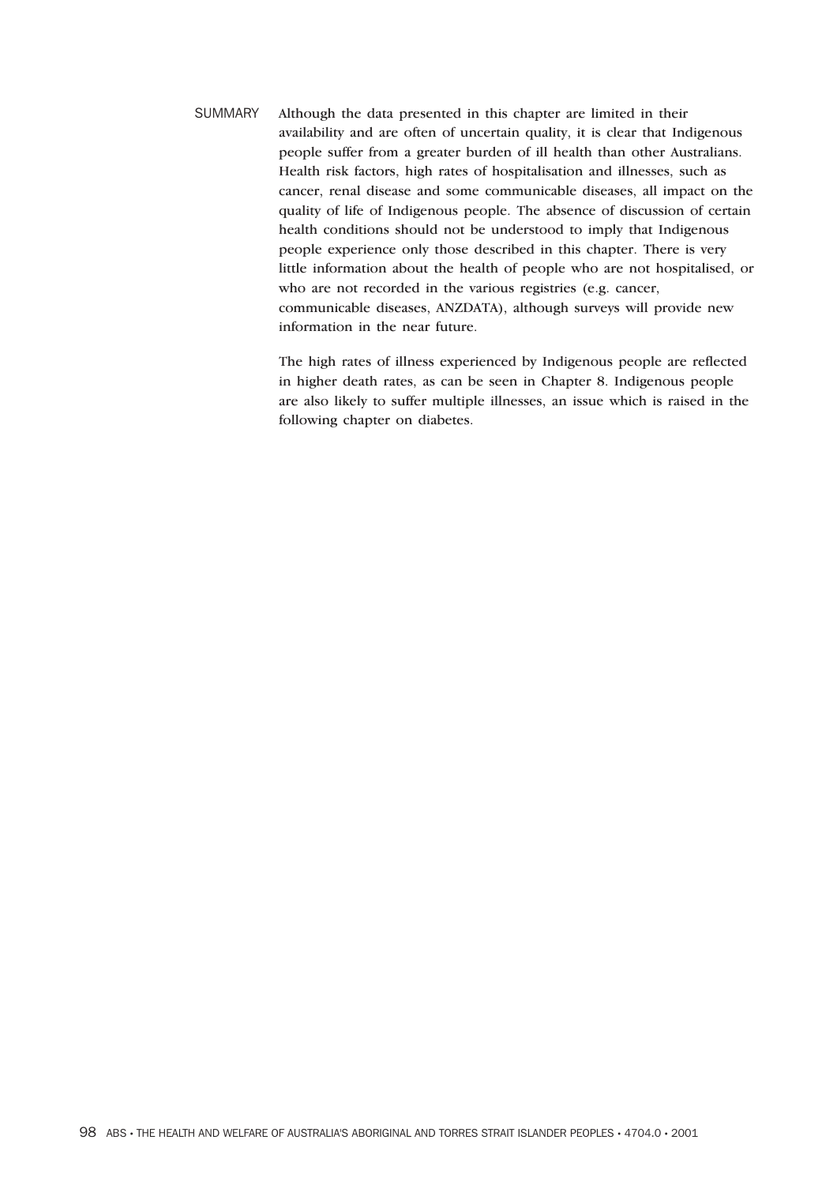## SUMMARY

Although the data presented in this chapter are limited in their availability and are often of uncertain quality, it is clear that Indigenous people suffer from a greater burden of ill health than other Australians. Health risk factors, high rates of hospitalisation and illnesses, such as cancer, renal disease and some communicable diseases, all impact on the quality of life of Indigenous people. The absence of discussion of certain health conditions should not be understood to imply that Indigenous people experience only those described in this chapter. There is very little information about the health of people who are not hospitalised, or who are not recorded in the various registries (e.g. cancer, communicable diseases, ANZDATA), although surveys will provide new information in the near future.

The high rates of illness experienced by Indigenous people are reflected in higher death rates, as can be seen in Chapter 8. Indigenous people are also likely to suffer multiple illnesses, an issue which is raised in the following chapter on diabetes.